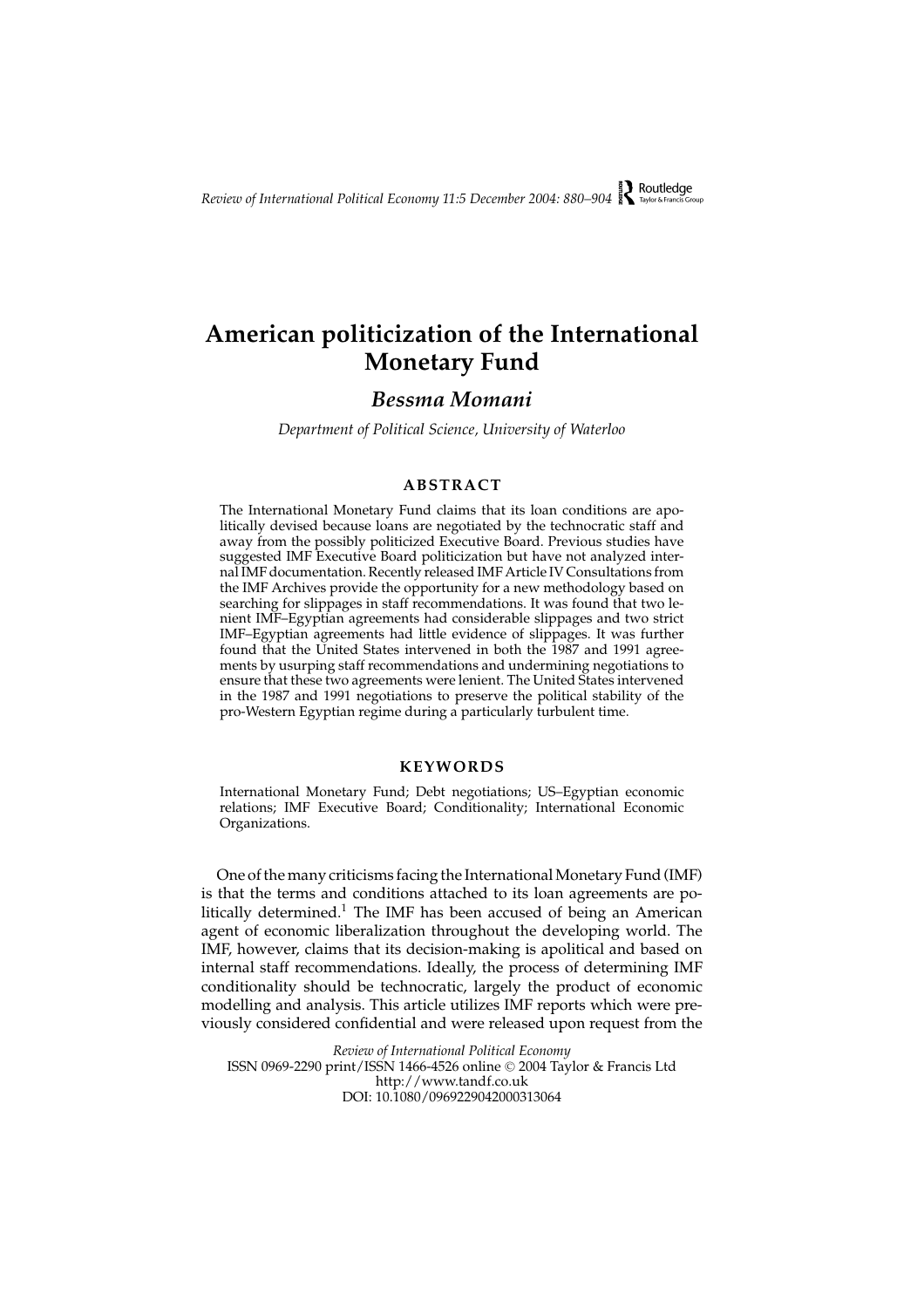# American politicization of the International Monetary Fund

## *Bessma Momani*

*Department of Political Science, University of Waterloo*

### ABSTRACT

The International Monetary Fund claims that its loan conditions are apolitically devised because loans are negotiated by the technocratic staff and away from the possibly politicized Executive Board. Previous studies have suggested IMF Executive Board politicization but have not analyzed internal IMF documentation. Recently released IMF Article IV Consultations from the IMF Archives provide the opportunity for a new methodology based on searching for slippages in staff recommendations. It was found that two lenient IMF–Egyptian agreements had considerable slippages and two strict IMF–Egyptian agreements had little evidence of slippages. It was further found that the United States intervened in both the 1987 and 1991 agreements by usurping staff recommendations and undermining negotiations to ensure that these two agreements were lenient. The United States intervened in the 1987 and 1991 negotiations to preserve the political stability of the pro-Western Egyptian regime during a particularly turbulent time.

### KEYWORDS

International Monetary Fund; Debt negotiations; US–Egyptian economic relations; IMF Executive Board; Conditionality; International Economic Organizations.

One of the many criticisms facing the International Monetary Fund (IMF) is that the terms and conditions attached to its loan agreements are politically determined.[1] The IMF has been accused of being an American agent of economic liberalization throughout the developing world. The IMF, however, claims that its decision-making is apolitical and based on internal staff recommendations. Ideally, the process of determining IMF conditionality should be technocratic, largely the product of economic modelling and analysis. This article utilizes IMF reports which were previously considered confidential and were released upon request from the

*Review of International Political Economy*
ISSN 0969-2290 print/ISSN 1466-4526 online © 2004 Taylor & Francis Ltd
http://www.tandf.co.uk
DOI: 10.1080/0969229042000313064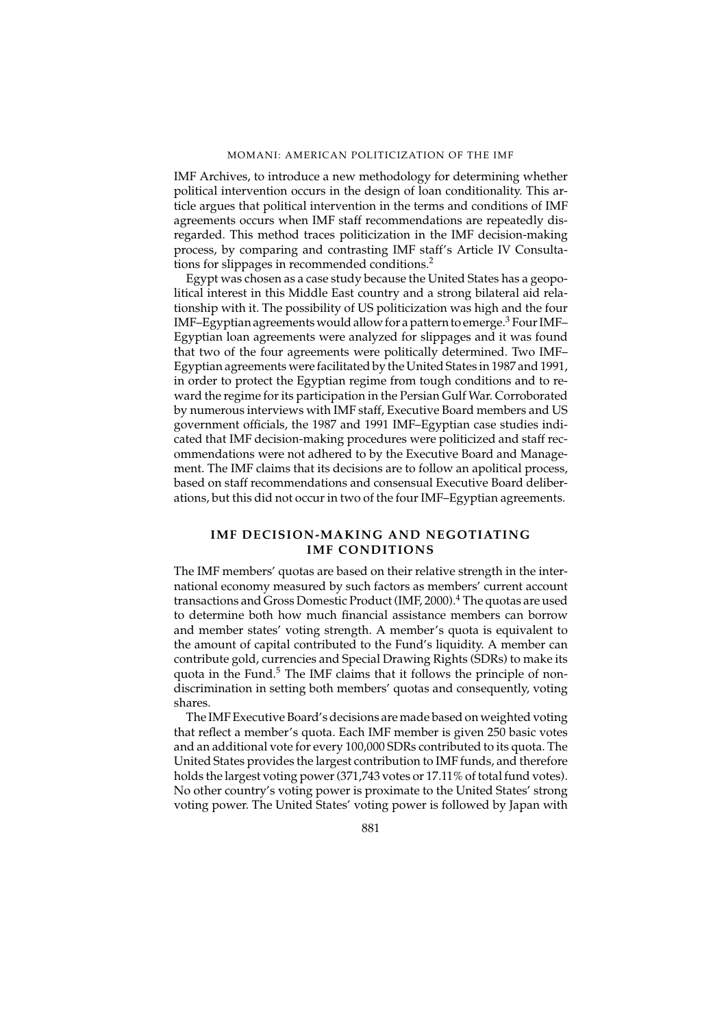IMF Archives, to introduce a new methodology for determining whether political intervention occurs in the design of loan conditionality. This article argues that political intervention in the terms and conditions of IMF agreements occurs when IMF staff recommendations are repeatedly disregarded. This method traces politicization in the IMF decision-making process, by comparing and contrasting IMF staff's Article IV Consultations for slippages in recommended conditions.[2]

Egypt was chosen as a case study because the United States has a geopolitical interest in this Middle East country and a strong bilateral aid relationship with it. The possibility of US politicization was high and the four IMF–Egyptian agreements would allow for a pattern to emerge.[3] Four IMF–Egyptian loan agreements were analyzed for slippages and it was found that two of the four agreements were politically determined. Two IMF–Egyptian agreements were facilitated by the United States in 1987 and 1991, in order to protect the Egyptian regime from tough conditions and to reward the regime for its participation in the Persian Gulf War. Corroborated by numerous interviews with IMF staff, Executive Board members and US government officials, the 1987 and 1991 IMF–Egyptian case studies indicated that IMF decision-making procedures were politicized and staff recommendations were not adhered to by the Executive Board and Management. The IMF claims that its decisions are to follow an apolitical process, based on staff recommendations and consensual Executive Board deliberations, but this did not occur in two of the four IMF–Egyptian agreements.

## IMF DECISION-MAKING AND NEGOTIATING IMF CONDITIONS

The IMF members' quotas are based on their relative strength in the international economy measured by such factors as members' current account transactions and Gross Domestic Product (IMF, 2000).[4] The quotas are used to determine both how much financial assistance members can borrow and member states' voting strength. A member's quota is equivalent to the amount of capital contributed to the Fund's liquidity. A member can contribute gold, currencies and Special Drawing Rights (SDRs) to make its quota in the Fund.[5] The IMF claims that it follows the principle of non-discrimination in setting both members' quotas and consequently, voting shares.

The IMF Executive Board's decisions are made based on weighted voting that reflect a member's quota. Each IMF member is given 250 basic votes and an additional vote for every 100,000 SDRs contributed to its quota. The United States provides the largest contribution to IMF funds, and therefore holds the largest voting power (371,743 votes or 17.11% of total fund votes). No other country's voting power is proximate to the United States' strong voting power. The United States' voting power is followed by Japan with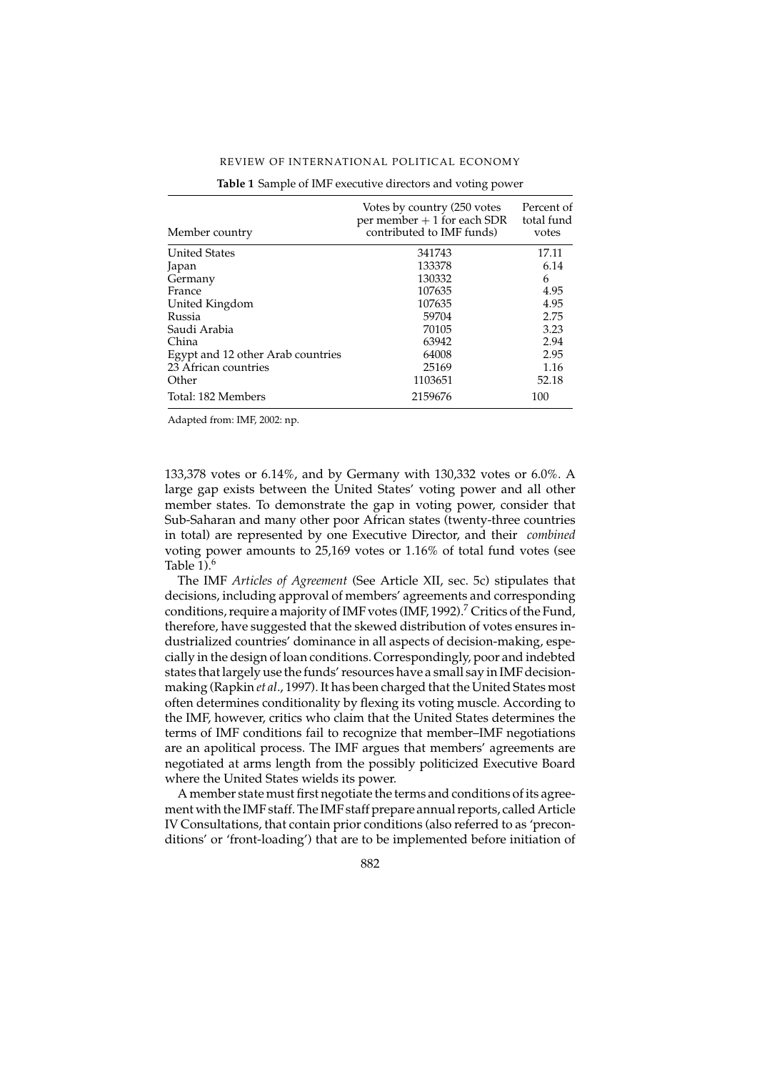**Table 1** Sample of IMF executive directors and voting power

| Member country | Votes by country (250 votes per member + 1 for each SDR contributed to IMF funds) | Percent of total fund votes |
|---|---|---|
| United States | 341743 | 17.11 |
| Japan | 133378 | 6.14 |
| Germany | 130332 | 6 |
| France | 107635 | 4.95 |
| United Kingdom | 107635 | 4.95 |
| Russia | 59704 | 2.75 |
| Saudi Arabia | 70105 | 3.23 |
| China | 63942 | 2.94 |
| Egypt and 12 other Arab countries | 64008 | 2.95 |
| 23 African countries | 25169 | 1.16 |
| Other | 1103651 | 52.18 |
| Total: 182 Members | 2159676 | 100 |

Adapted from: IMF, 2002: np.

133,378 votes or 6.14%, and by Germany with 130,332 votes or 6.0%. A large gap exists between the United States' voting power and all other member states. To demonstrate the gap in voting power, consider that Sub-Saharan and many other poor African states (twenty-three countries in total) are represented by one Executive Director, and their *combined* voting power amounts to 25,169 votes or 1.16% of total fund votes (see Table 1).[6]

The IMF *Articles of Agreement* (See Article XII, sec. 5c) stipulates that decisions, including approval of members' agreements and corresponding conditions, require a majority of IMF votes (IMF, 1992).[7] Critics of the Fund, therefore, have suggested that the skewed distribution of votes ensures industrialized countries' dominance in all aspects of decision-making, especially in the design of loan conditions. Correspondingly, poor and indebted states that largely use the funds' resources have a small say in IMF decision-making (Rapkin *et al.*, 1997). It has been charged that the United States most often determines conditionality by flexing its voting muscle. According to the IMF, however, critics who claim that the United States determines the terms of IMF conditions fail to recognize that member–IMF negotiations are an apolitical process. The IMF argues that members' agreements are negotiated at arms length from the possibly politicized Executive Board where the United States wields its power.

A member state must first negotiate the terms and conditions of its agreement with the IMF staff. The IMF staff prepare annual reports, called Article IV Consultations, that contain prior conditions (also referred to as 'preconditions' or 'front-loading') that are to be implemented before initiation of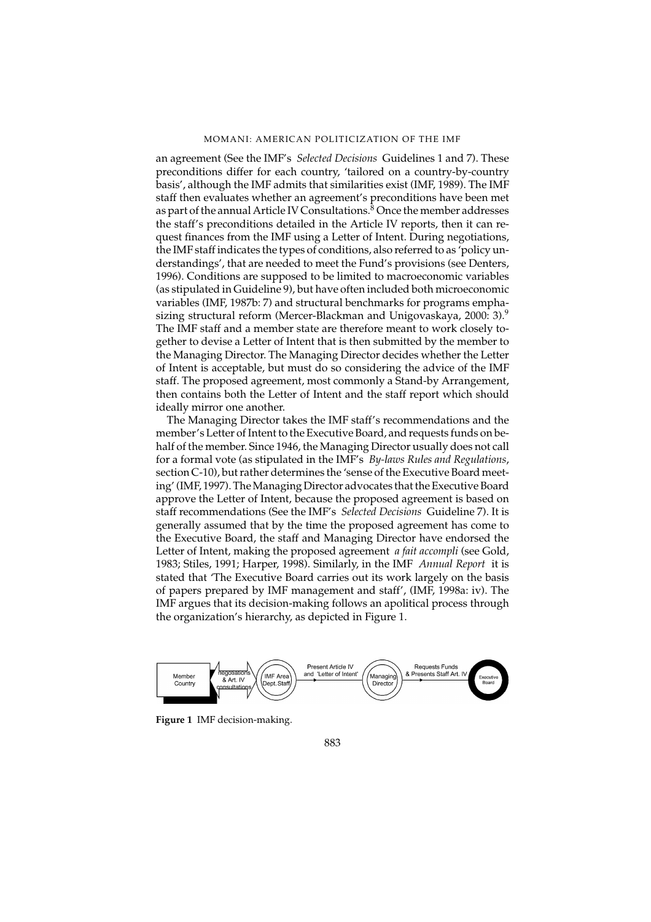an agreement (See the IMF's *Selected Decisions* Guidelines 1 and 7). These preconditions differ for each country, 'tailored on a country-by-country basis', although the IMF admits that similarities exist (IMF, 1989). The IMF staff then evaluates whether an agreement's preconditions have been met as part of the annual Article IV Consultations.[8] Once the member addresses the staff's preconditions detailed in the Article IV reports, then it can request finances from the IMF using a Letter of Intent. During negotiations, the IMF staff indicates the types of conditions, also referred to as 'policy understandings', that are needed to meet the Fund's provisions (see Denters, 1996). Conditions are supposed to be limited to macroeconomic variables (as stipulated in Guideline 9), but have often included both microeconomic variables (IMF, 1987b: 7) and structural benchmarks for programs emphasizing structural reform (Mercer-Blackman and Unigovaskaya, 2000: 3).[9] The IMF staff and a member state are therefore meant to work closely together to devise a Letter of Intent that is then submitted by the member to the Managing Director. The Managing Director decides whether the Letter of Intent is acceptable, but must do so considering the advice of the IMF staff. The proposed agreement, most commonly a Stand-by Arrangement, then contains both the Letter of Intent and the staff report which should ideally mirror one another.

The Managing Director takes the IMF staff's recommendations and the member's Letter of Intent to the Executive Board, and requests funds on behalf of the member. Since 1946, the Managing Director usually does not call for a formal vote (as stipulated in the IMF's *By-laws Rules and Regulations*, section C-10), but rather determines the 'sense of the Executive Board meeting' (IMF, 1997). The Managing Director advocates that the Executive Board approve the Letter of Intent, because the proposed agreement is based on staff recommendations (See the IMF's *Selected Decisions* Guideline 7). It is generally assumed that by the time the proposed agreement has come to the Executive Board, the staff and Managing Director have endorsed the Letter of Intent, making the proposed agreement *a fait accompli* (see Gold, 1983; Stiles, 1991; Harper, 1998). Similarly, in the IMF *Annual Report* it is stated that 'The Executive Board carries out its work largely on the basis of papers prepared by IMF management and staff', (IMF, 1998a: iv). The IMF argues that its decision-making follows an apolitical process through the organization's hierarchy, as depicted in Figure 1.

Member Country → negotiations & Art. IV consultations → IMF Area Dept. Staff → Present Article IV and 'Letter of Intent' → Managing Director → Requests Funds & Presents Staff Art. IV → Executive Board

**Figure 1** IMF decision-making.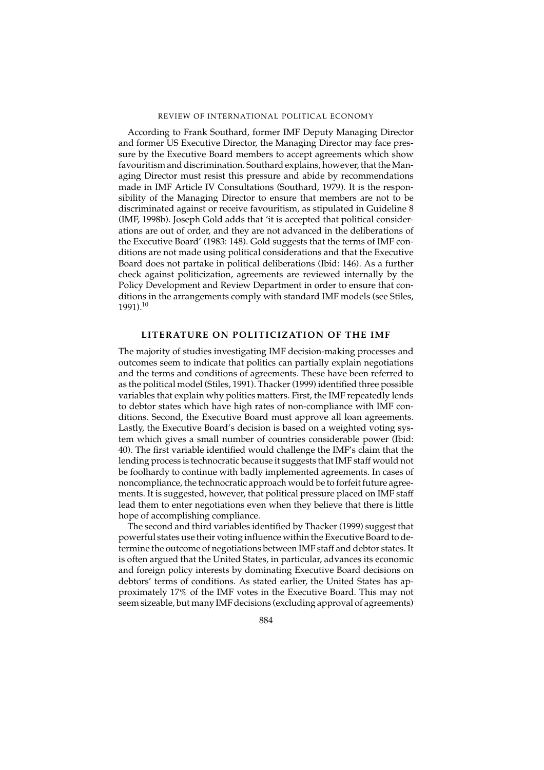According to Frank Southard, former IMF Deputy Managing Director and former US Executive Director, the Managing Director may face pressure by the Executive Board members to accept agreements which show favouritism and discrimination. Southard explains, however, that the Managing Director must resist this pressure and abide by recommendations made in IMF Article IV Consultations (Southard, 1979). It is the responsibility of the Managing Director to ensure that members are not to be discriminated against or receive favouritism, as stipulated in Guideline 8 (IMF, 1998b). Joseph Gold adds that 'it is accepted that political considerations are out of order, and they are not advanced in the deliberations of the Executive Board' (1983: 148). Gold suggests that the terms of IMF conditions are not made using political considerations and that the Executive Board does not partake in political deliberations (Ibid: 146). As a further check against politicization, agreements are reviewed internally by the Policy Development and Review Department in order to ensure that conditions in the arrangements comply with standard IMF models (see Stiles, 1991).[10]

## LITERATURE ON POLITICIZATION OF THE IMF

The majority of studies investigating IMF decision-making processes and outcomes seem to indicate that politics can partially explain negotiations and the terms and conditions of agreements. These have been referred to as the political model (Stiles, 1991). Thacker (1999) identified three possible variables that explain why politics matters. First, the IMF repeatedly lends to debtor states which have high rates of non-compliance with IMF conditions. Second, the Executive Board must approve all loan agreements. Lastly, the Executive Board's decision is based on a weighted voting system which gives a small number of countries considerable power (Ibid: 40). The first variable identified would challenge the IMF's claim that the lending process is technocratic because it suggests that IMF staff would not be foolhardy to continue with badly implemented agreements. In cases of noncompliance, the technocratic approach would be to forfeit future agreements. It is suggested, however, that political pressure placed on IMF staff lead them to enter negotiations even when they believe that there is little hope of accomplishing compliance.

The second and third variables identified by Thacker (1999) suggest that powerful states use their voting influence within the Executive Board to determine the outcome of negotiations between IMF staff and debtor states. It is often argued that the United States, in particular, advances its economic and foreign policy interests by dominating Executive Board decisions on debtors' terms of conditions. As stated earlier, the United States has approximately 17% of the IMF votes in the Executive Board. This may not seem sizeable, but many IMF decisions (excluding approval of agreements)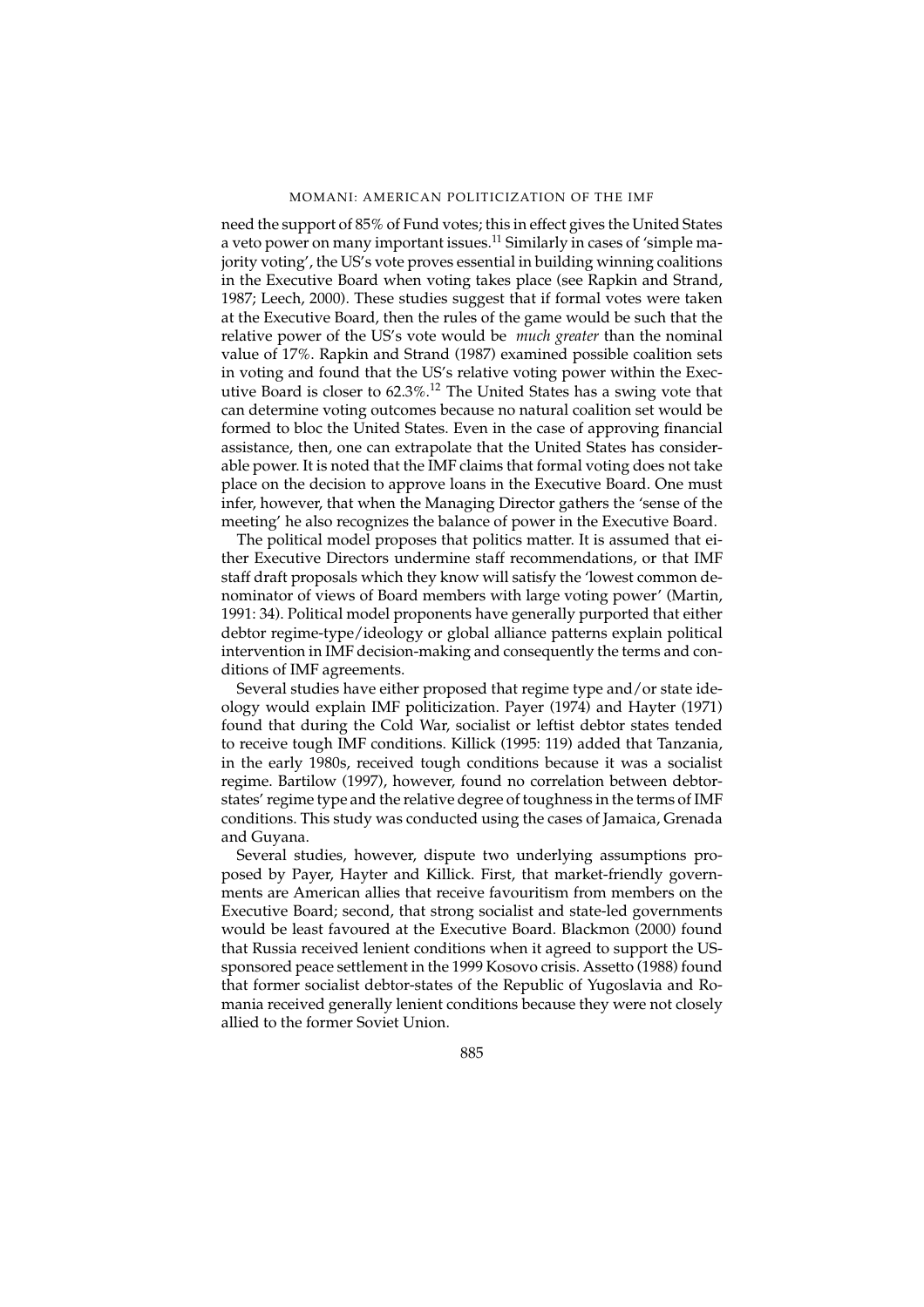need the support of 85% of Fund votes; this in effect gives the United States a veto power on many important issues.[11] Similarly in cases of 'simple majority voting', the US's vote proves essential in building winning coalitions in the Executive Board when voting takes place (see Rapkin and Strand, 1987; Leech, 2000). These studies suggest that if formal votes were taken at the Executive Board, then the rules of the game would be such that the relative power of the US's vote would be *much greater* than the nominal value of 17%. Rapkin and Strand (1987) examined possible coalition sets in voting and found that the US's relative voting power within the Executive Board is closer to 62.3%.[12] The United States has a swing vote that can determine voting outcomes because no natural coalition set would be formed to bloc the United States. Even in the case of approving financial assistance, then, one can extrapolate that the United States has considerable power. It is noted that the IMF claims that formal voting does not take place on the decision to approve loans in the Executive Board. One must infer, however, that when the Managing Director gathers the 'sense of the meeting' he also recognizes the balance of power in the Executive Board.

The political model proposes that politics matter. It is assumed that either Executive Directors undermine staff recommendations, or that IMF staff draft proposals which they know will satisfy the 'lowest common denominator of views of Board members with large voting power' (Martin, 1991: 34). Political model proponents have generally purported that either debtor regime-type/ideology or global alliance patterns explain political intervention in IMF decision-making and consequently the terms and conditions of IMF agreements.

Several studies have either proposed that regime type and/or state ideology would explain IMF politicization. Payer (1974) and Hayter (1971) found that during the Cold War, socialist or leftist debtor states tended to receive tough IMF conditions. Killick (1995: 119) added that Tanzania, in the early 1980s, received tough conditions because it was a socialist regime. Bartilow (1997), however, found no correlation between debtor-states' regime type and the relative degree of toughness in the terms of IMF conditions. This study was conducted using the cases of Jamaica, Grenada and Guyana.

Several studies, however, dispute two underlying assumptions proposed by Payer, Hayter and Killick. First, that market-friendly governments are American allies that receive favouritism from members on the Executive Board; second, that strong socialist and state-led governments would be least favoured at the Executive Board. Blackmon (2000) found that Russia received lenient conditions when it agreed to support the US-sponsored peace settlement in the 1999 Kosovo crisis. Assetto (1988) found that former socialist debtor-states of the Republic of Yugoslavia and Romania received generally lenient conditions because they were not closely allied to the former Soviet Union.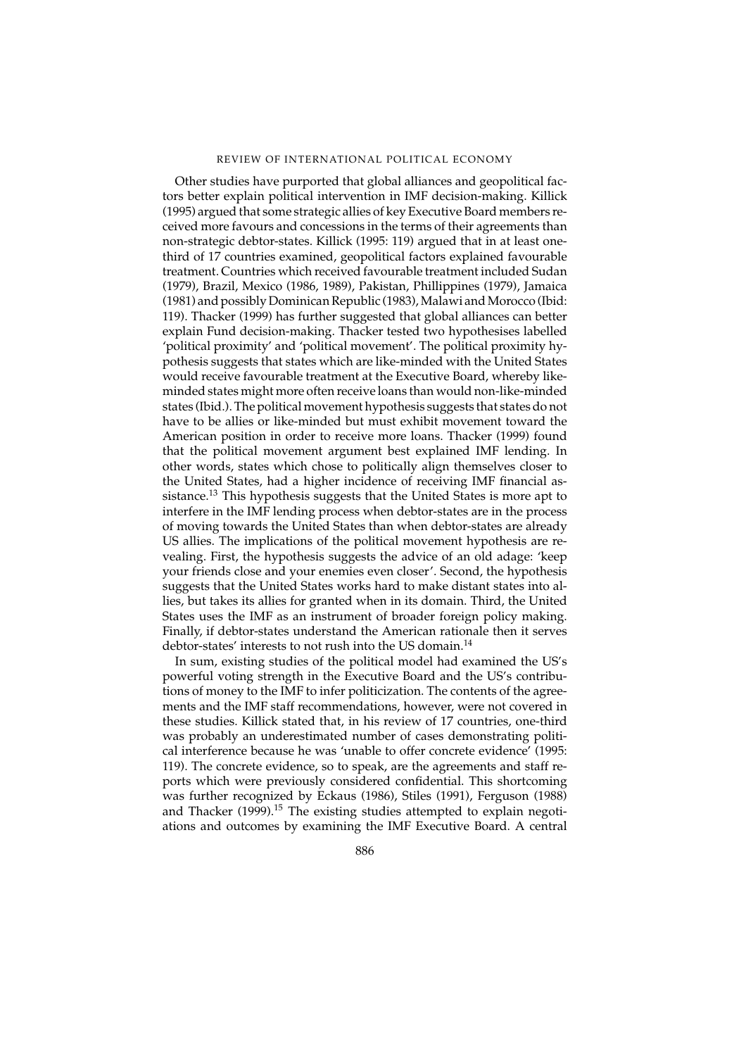Other studies have purported that global alliances and geopolitical factors better explain political intervention in IMF decision-making. Killick (1995) argued that some strategic allies of key Executive Board members received more favours and concessions in the terms of their agreements than non-strategic debtor-states. Killick (1995: 119) argued that in at least one-third of 17 countries examined, geopolitical factors explained favourable treatment. Countries which received favourable treatment included Sudan (1979), Brazil, Mexico (1986, 1989), Pakistan, Phillippines (1979), Jamaica (1981) and possibly Dominican Republic (1983), Malawi and Morocco (Ibid: 119). Thacker (1999) has further suggested that global alliances can better explain Fund decision-making. Thacker tested two hypothesises labelled 'political proximity' and 'political movement'. The political proximity hypothesis suggests that states which are like-minded with the United States would receive favourable treatment at the Executive Board, whereby like-minded states might more often receive loans than would non-like-minded states (Ibid.). The political movement hypothesis suggests that states do not have to be allies or like-minded but must exhibit movement toward the American position in order to receive more loans. Thacker (1999) found that the political movement argument best explained IMF lending. In other words, states which chose to politically align themselves closer to the United States, had a higher incidence of receiving IMF financial assistance.[13] This hypothesis suggests that the United States is more apt to interfere in the IMF lending process when debtor-states are in the process of moving towards the United States than when debtor-states are already US allies. The implications of the political movement hypothesis are revealing. First, the hypothesis suggests the advice of an old adage: 'keep your friends close and your enemies even closer'. Second, the hypothesis suggests that the United States works hard to make distant states into allies, but takes its allies for granted when in its domain. Third, the United States uses the IMF as an instrument of broader foreign policy making. Finally, if debtor-states understand the American rationale then it serves debtor-states' interests to not rush into the US domain.[14]

In sum, existing studies of the political model had examined the US's powerful voting strength in the Executive Board and the US's contributions of money to the IMF to infer politicization. The contents of the agreements and the IMF staff recommendations, however, were not covered in these studies. Killick stated that, in his review of 17 countries, one-third was probably an underestimated number of cases demonstrating political interference because he was 'unable to offer concrete evidence' (1995: 119). The concrete evidence, so to speak, are the agreements and staff reports which were previously considered confidential. This shortcoming was further recognized by Eckaus (1986), Stiles (1991), Ferguson (1988) and Thacker (1999).[15] The existing studies attempted to explain negotiations and outcomes by examining the IMF Executive Board. A central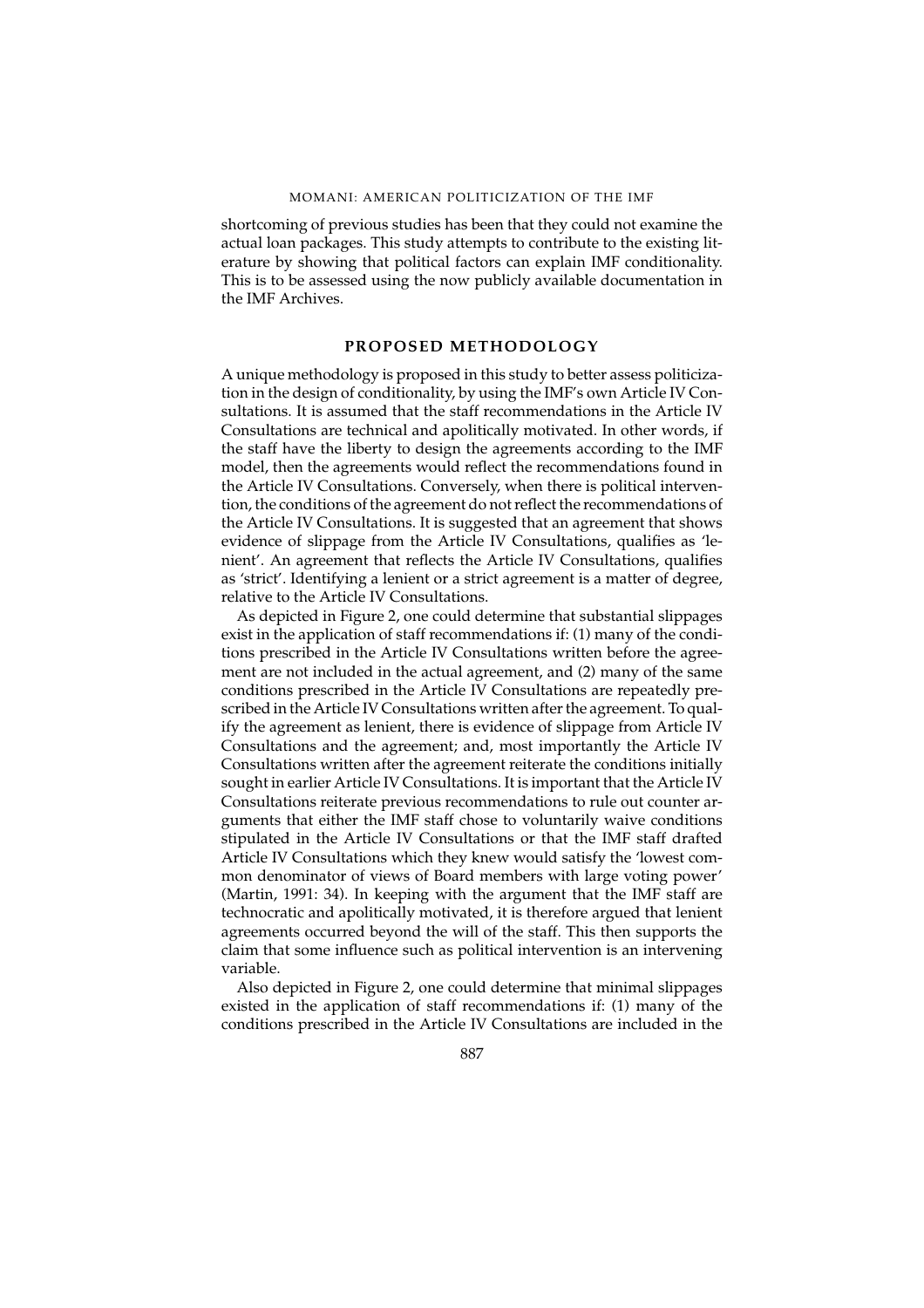shortcoming of previous studies has been that they could not examine the actual loan packages. This study attempts to contribute to the existing literature by showing that political factors can explain IMF conditionality. This is to be assessed using the now publicly available documentation in the IMF Archives.

## PROPOSED METHODOLOGY

A unique methodology is proposed in this study to better assess politicization in the design of conditionality, by using the IMF's own Article IV Consultations. It is assumed that the staff recommendations in the Article IV Consultations are technical and apolitically motivated. In other words, if the staff have the liberty to design the agreements according to the IMF model, then the agreements would reflect the recommendations found in the Article IV Consultations. Conversely, when there is political intervention, the conditions of the agreement do not reflect the recommendations of the Article IV Consultations. It is suggested that an agreement that shows evidence of slippage from the Article IV Consultations, qualifies as 'lenient'. An agreement that reflects the Article IV Consultations, qualifies as 'strict'. Identifying a lenient or a strict agreement is a matter of degree, relative to the Article IV Consultations.

As depicted in Figure 2, one could determine that substantial slippages exist in the application of staff recommendations if: (1) many of the conditions prescribed in the Article IV Consultations written before the agreement are not included in the actual agreement, and (2) many of the same conditions prescribed in the Article IV Consultations are repeatedly prescribed in the Article IV Consultations written after the agreement. To qualify the agreement as lenient, there is evidence of slippage from Article IV Consultations and the agreement; and, most importantly the Article IV Consultations written after the agreement reiterate the conditions initially sought in earlier Article IV Consultations. It is important that the Article IV Consultations reiterate previous recommendations to rule out counter arguments that either the IMF staff chose to voluntarily waive conditions stipulated in the Article IV Consultations or that the IMF staff drafted Article IV Consultations which they knew would satisfy the 'lowest common denominator of views of Board members with large voting power' (Martin, 1991: 34). In keeping with the argument that the IMF staff are technocratic and apolitically motivated, it is therefore argued that lenient agreements occurred beyond the will of the staff. This then supports the claim that some influence such as political intervention is an intervening variable.

Also depicted in Figure 2, one could determine that minimal slippages existed in the application of staff recommendations if: (1) many of the conditions prescribed in the Article IV Consultations are included in the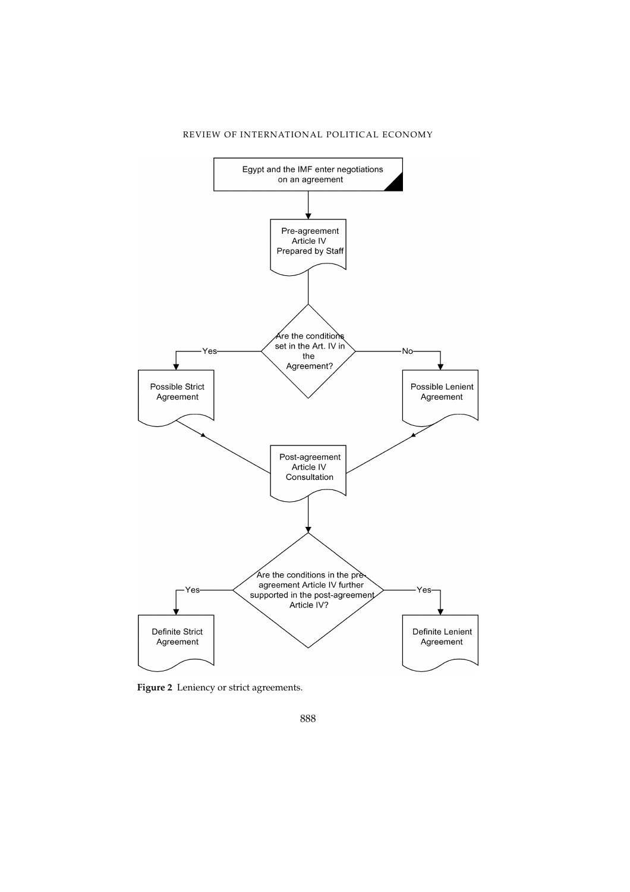Egypt and the IMF enter negotiations on an agreement

Pre-agreement Article IV Prepared by Staff

Are the conditions set in the Art. IV in the Agreement?

Yes — Possible Strict Agreement

No — Possible Lenient Agreement

Post-agreement Article IV Consultation

Are the conditions in the pre-agreement Article IV further supported in the post-agreement Article IV?

Yes — Definite Strict Agreement

Yes — Definite Lenient Agreement

**Figure 2** Leniency or strict agreements.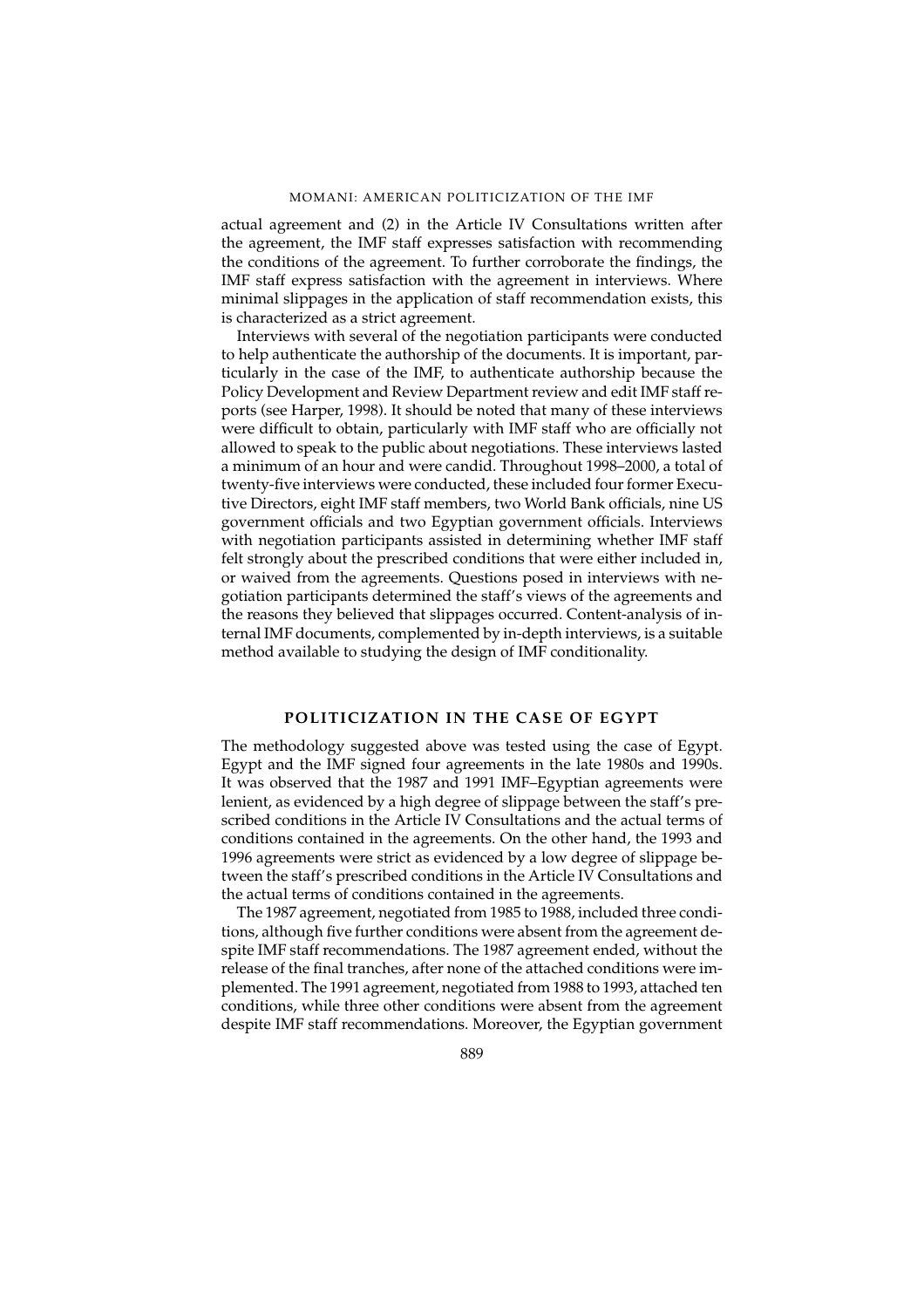actual agreement and (2) in the Article IV Consultations written after the agreement, the IMF staff expresses satisfaction with recommending the conditions of the agreement. To further corroborate the findings, the IMF staff express satisfaction with the agreement in interviews. Where minimal slippages in the application of staff recommendation exists, this is characterized as a strict agreement.

Interviews with several of the negotiation participants were conducted to help authenticate the authorship of the documents. It is important, particularly in the case of the IMF, to authenticate authorship because the Policy Development and Review Department review and edit IMF staff reports (see Harper, 1998). It should be noted that many of these interviews were difficult to obtain, particularly with IMF staff who are officially not allowed to speak to the public about negotiations. These interviews lasted a minimum of an hour and were candid. Throughout 1998–2000, a total of twenty-five interviews were conducted, these included four former Executive Directors, eight IMF staff members, two World Bank officials, nine US government officials and two Egyptian government officials. Interviews with negotiation participants assisted in determining whether IMF staff felt strongly about the prescribed conditions that were either included in, or waived from the agreements. Questions posed in interviews with negotiation participants determined the staff's views of the agreements and the reasons they believed that slippages occurred. Content-analysis of internal IMF documents, complemented by in-depth interviews, is a suitable method available to studying the design of IMF conditionality.

## POLITICIZATION IN THE CASE OF EGYPT

The methodology suggested above was tested using the case of Egypt. Egypt and the IMF signed four agreements in the late 1980s and 1990s. It was observed that the 1987 and 1991 IMF–Egyptian agreements were lenient, as evidenced by a high degree of slippage between the staff's prescribed conditions in the Article IV Consultations and the actual terms of conditions contained in the agreements. On the other hand, the 1993 and 1996 agreements were strict as evidenced by a low degree of slippage between the staff's prescribed conditions in the Article IV Consultations and the actual terms of conditions contained in the agreements.

The 1987 agreement, negotiated from 1985 to 1988, included three conditions, although five further conditions were absent from the agreement despite IMF staff recommendations. The 1987 agreement ended, without the release of the final tranches, after none of the attached conditions were implemented. The 1991 agreement, negotiated from 1988 to 1993, attached ten conditions, while three other conditions were absent from the agreement despite IMF staff recommendations. Moreover, the Egyptian government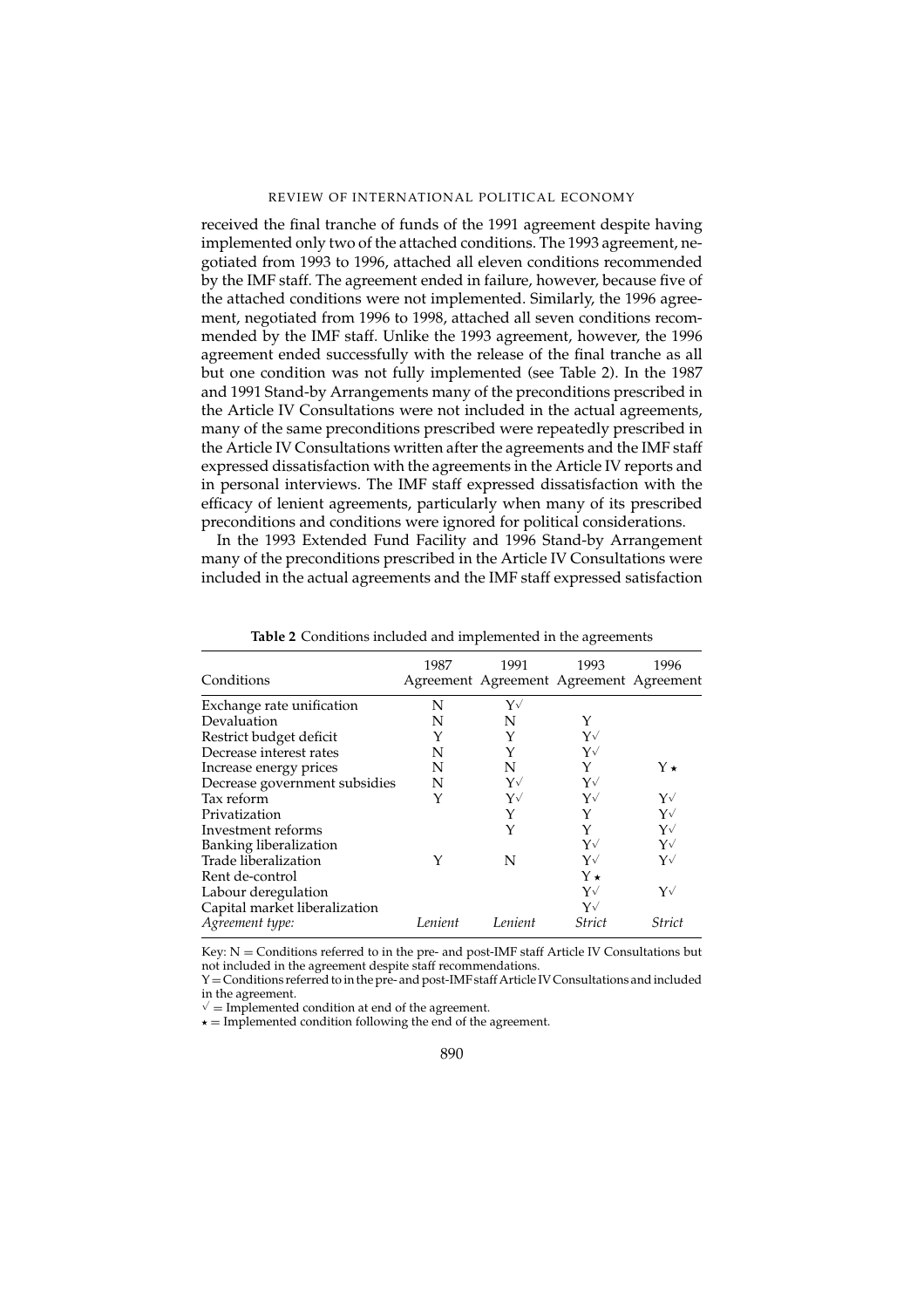received the final tranche of funds of the 1991 agreement despite having implemented only two of the attached conditions. The 1993 agreement, negotiated from 1993 to 1996, attached all eleven conditions recommended by the IMF staff. The agreement ended in failure, however, because five of the attached conditions were not implemented. Similarly, the 1996 agreement, negotiated from 1996 to 1998, attached all seven conditions recommended by the IMF staff. Unlike the 1993 agreement, however, the 1996 agreement ended successfully with the release of the final tranche as all but one condition was not fully implemented (see Table 2). In the 1987 and 1991 Stand-by Arrangements many of the preconditions prescribed in the Article IV Consultations were not included in the actual agreements, many of the same preconditions prescribed were repeatedly prescribed in the Article IV Consultations written after the agreements and the IMF staff expressed dissatisfaction with the agreements in the Article IV reports and in personal interviews. The IMF staff expressed dissatisfaction with the efficacy of lenient agreements, particularly when many of its prescribed preconditions and conditions were ignored for political considerations.

In the 1993 Extended Fund Facility and 1996 Stand-by Arrangement many of the preconditions prescribed in the Article IV Consultations were included in the actual agreements and the IMF staff expressed satisfaction

**Table 2** Conditions included and implemented in the agreements

| Conditions | 1987 Agreement | 1991 Agreement | 1993 Agreement | 1996 Agreement |
|---|---|---|---|---|
| Exchange rate unification | N | Y√ | | |
| Devaluation | N | N | Y | |
| Restrict budget deficit | Y | Y | Y√ | |
| Decrease interest rates | N | Y | Y√ | |
| Increase energy prices | N | N | Y | Y ⋆ |
| Decrease government subsidies | N | Y√ | Y√ | |
| Tax reform | Y | Y√ | Y√ | Y√ |
| Privatization | | Y | Y | Y√ |
| Investment reforms | | Y | Y | Y√ |
| Banking liberalization | | | Y√ | Y√ |
| Trade liberalization | Y | N | Y√ | Y√ |
| Rent de-control | | | Y ⋆ | |
| Labour deregulation | | | Y√ | Y√ |
| Capital market liberalization | | | Y√ | |
| *Agreement type:* | *Lenient* | *Lenient* | *Strict* | *Strict* |

Key: N = Conditions referred to in the pre- and post-IMF staff Article IV Consultations but not included in the agreement despite staff recommendations.
Y = Conditions referred to in the pre- and post-IMF staff Article IV Consultations and included in the agreement.
√ = Implemented condition at end of the agreement.
⋆ = Implemented condition following the end of the agreement.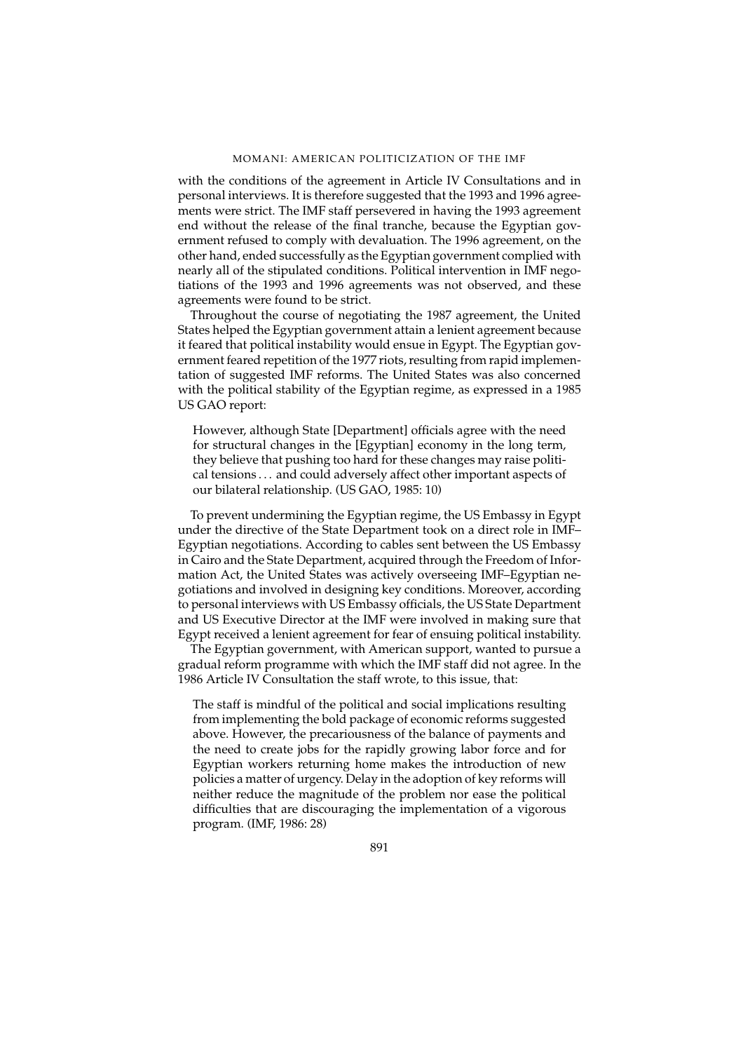with the conditions of the agreement in Article IV Consultations and in personal interviews. It is therefore suggested that the 1993 and 1996 agreements were strict. The IMF staff persevered in having the 1993 agreement end without the release of the final tranche, because the Egyptian government refused to comply with devaluation. The 1996 agreement, on the other hand, ended successfully as the Egyptian government complied with nearly all of the stipulated conditions. Political intervention in IMF negotiations of the 1993 and 1996 agreements was not observed, and these agreements were found to be strict.

Throughout the course of negotiating the 1987 agreement, the United States helped the Egyptian government attain a lenient agreement because it feared that political instability would ensue in Egypt. The Egyptian government feared repetition of the 1977 riots, resulting from rapid implementation of suggested IMF reforms. The United States was also concerned with the political stability of the Egyptian regime, as expressed in a 1985 US GAO report:

> However, although State [Department] officials agree with the need for structural changes in the [Egyptian] economy in the long term, they believe that pushing too hard for these changes may raise political tensions . . . and could adversely affect other important aspects of our bilateral relationship. (US GAO, 1985: 10)

To prevent undermining the Egyptian regime, the US Embassy in Egypt under the directive of the State Department took on a direct role in IMF–Egyptian negotiations. According to cables sent between the US Embassy in Cairo and the State Department, acquired through the Freedom of Information Act, the United States was actively overseeing IMF–Egyptian negotiations and involved in designing key conditions. Moreover, according to personal interviews with US Embassy officials, the US State Department and US Executive Director at the IMF were involved in making sure that Egypt received a lenient agreement for fear of ensuing political instability.

The Egyptian government, with American support, wanted to pursue a gradual reform programme with which the IMF staff did not agree. In the 1986 Article IV Consultation the staff wrote, to this issue, that:

> The staff is mindful of the political and social implications resulting from implementing the bold package of economic reforms suggested above. However, the precariousness of the balance of payments and the need to create jobs for the rapidly growing labor force and for Egyptian workers returning home makes the introduction of new policies a matter of urgency. Delay in the adoption of key reforms will neither reduce the magnitude of the problem nor ease the political difficulties that are discouraging the implementation of a vigorous program. (IMF, 1986: 28)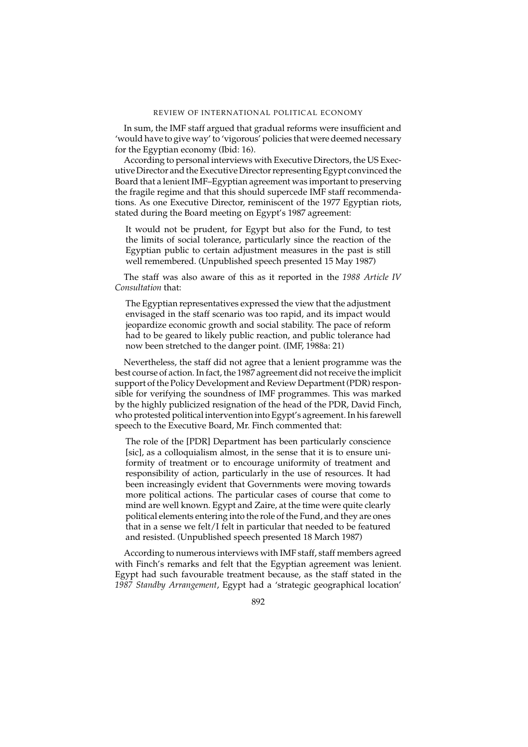In sum, the IMF staff argued that gradual reforms were insufficient and 'would have to give way' to 'vigorous' policies that were deemed necessary for the Egyptian economy (Ibid: 16).

According to personal interviews with Executive Directors, the US Executive Director and the Executive Director representing Egypt convinced the Board that a lenient IMF–Egyptian agreement was important to preserving the fragile regime and that this should supercede IMF staff recommendations. As one Executive Director, reminiscent of the 1977 Egyptian riots, stated during the Board meeting on Egypt's 1987 agreement:

> It would not be prudent, for Egypt but also for the Fund, to test the limits of social tolerance, particularly since the reaction of the Egyptian public to certain adjustment measures in the past is still well remembered. (Unpublished speech presented 15 May 1987)

The staff was also aware of this as it reported in the *1988 Article IV Consultation* that:

> The Egyptian representatives expressed the view that the adjustment envisaged in the staff scenario was too rapid, and its impact would jeopardize economic growth and social stability. The pace of reform had to be geared to likely public reaction, and public tolerance had now been stretched to the danger point. (IMF, 1988a: 21)

Nevertheless, the staff did not agree that a lenient programme was the best course of action. In fact, the 1987 agreement did not receive the implicit support of the Policy Development and Review Department (PDR) responsible for verifying the soundness of IMF programmes. This was marked by the highly publicized resignation of the head of the PDR, David Finch, who protested political intervention into Egypt's agreement. In his farewell speech to the Executive Board, Mr. Finch commented that:

> The role of the [PDR] Department has been particularly conscience [sic], as a colloquialism almost, in the sense that it is to ensure uniformity of treatment or to encourage uniformity of treatment and responsibility of action, particularly in the use of resources. It had been increasingly evident that Governments were moving towards more political actions. The particular cases of course that come to mind are well known. Egypt and Zaire, at the time were quite clearly political elements entering into the role of the Fund, and they are ones that in a sense we felt/I felt in particular that needed to be featured and resisted. (Unpublished speech presented 18 March 1987)

According to numerous interviews with IMF staff, staff members agreed with Finch's remarks and felt that the Egyptian agreement was lenient. Egypt had such favourable treatment because, as the staff stated in the *1987 Standby Arrangement*, Egypt had a 'strategic geographical location'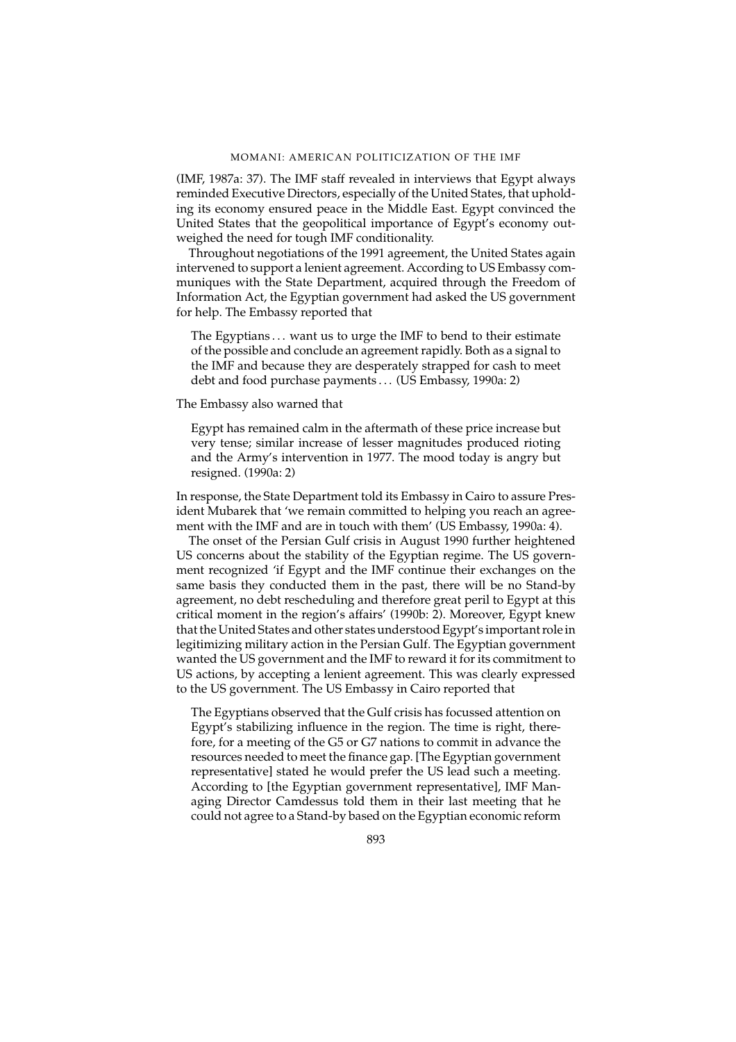(IMF, 1987a: 37). The IMF staff revealed in interviews that Egypt always reminded Executive Directors, especially of the United States, that upholding its economy ensured peace in the Middle East. Egypt convinced the United States that the geopolitical importance of Egypt's economy outweighed the need for tough IMF conditionality.

Throughout negotiations of the 1991 agreement, the United States again intervened to support a lenient agreement. According to US Embassy communiques with the State Department, acquired through the Freedom of Information Act, the Egyptian government had asked the US government for help. The Embassy reported that

> The Egyptians . . . want us to urge the IMF to bend to their estimate of the possible and conclude an agreement rapidly. Both as a signal to the IMF and because they are desperately strapped for cash to meet debt and food purchase payments . . . (US Embassy, 1990a: 2)

The Embassy also warned that

> Egypt has remained calm in the aftermath of these price increase but very tense; similar increase of lesser magnitudes produced rioting and the Army's intervention in 1977. The mood today is angry but resigned. (1990a: 2)

In response, the State Department told its Embassy in Cairo to assure President Mubarek that 'we remain committed to helping you reach an agreement with the IMF and are in touch with them' (US Embassy, 1990a: 4).

The onset of the Persian Gulf crisis in August 1990 further heightened US concerns about the stability of the Egyptian regime. The US government recognized 'if Egypt and the IMF continue their exchanges on the same basis they conducted them in the past, there will be no Stand-by agreement, no debt rescheduling and therefore great peril to Egypt at this critical moment in the region's affairs' (1990b: 2). Moreover, Egypt knew that the United States and other states understood Egypt's important role in legitimizing military action in the Persian Gulf. The Egyptian government wanted the US government and the IMF to reward it for its commitment to US actions, by accepting a lenient agreement. This was clearly expressed to the US government. The US Embassy in Cairo reported that

> The Egyptians observed that the Gulf crisis has focussed attention on Egypt's stabilizing influence in the region. The time is right, therefore, for a meeting of the G5 or G7 nations to commit in advance the resources needed to meet the finance gap. [The Egyptian government representative] stated he would prefer the US lead such a meeting. According to [the Egyptian government representative], IMF Managing Director Camdessus told them in their last meeting that he could not agree to a Stand-by based on the Egyptian economic reform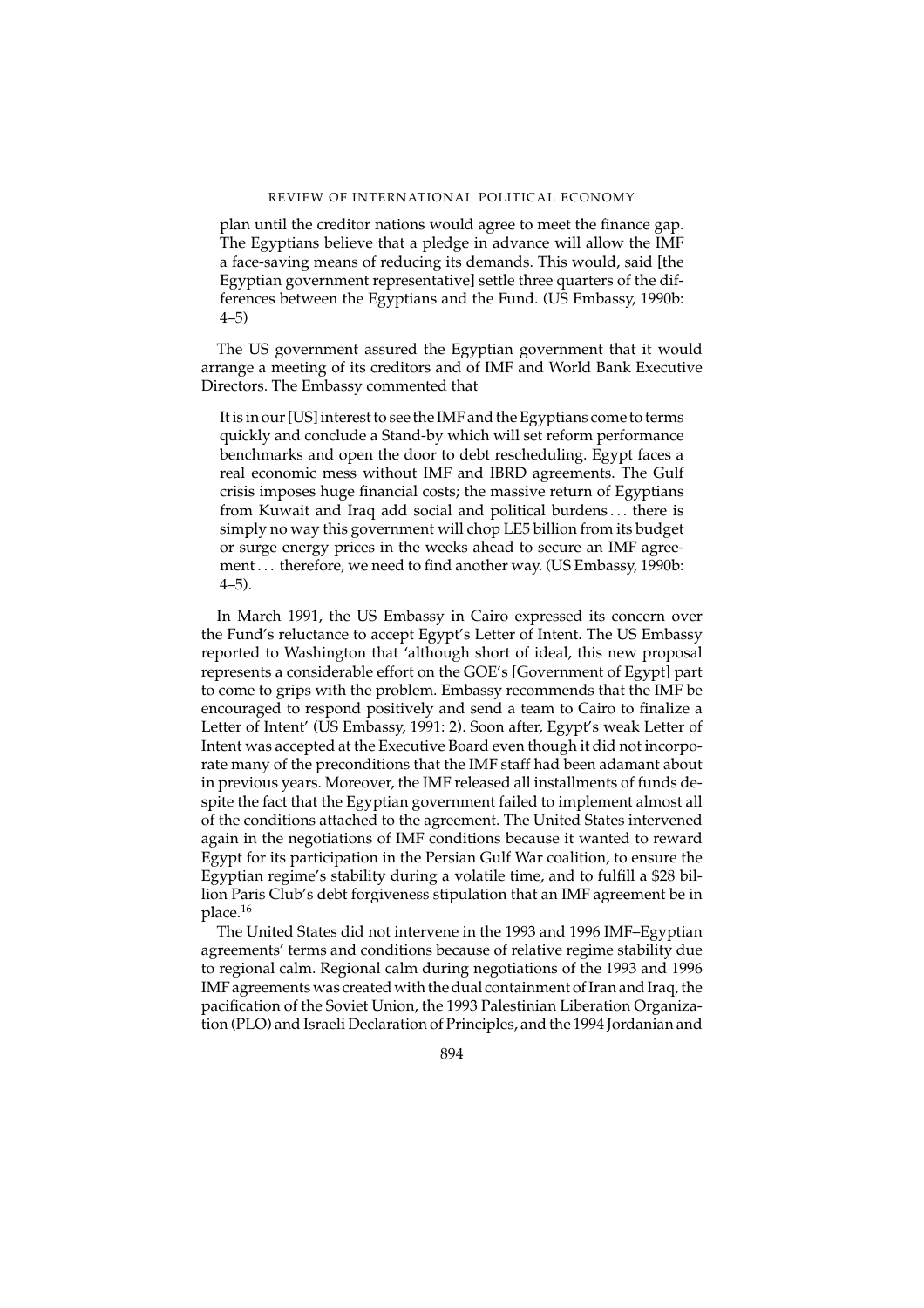> plan until the creditor nations would agree to meet the finance gap. The Egyptians believe that a pledge in advance will allow the IMF a face-saving means of reducing its demands. This would, said [the Egyptian government representative] settle three quarters of the differences between the Egyptians and the Fund. (US Embassy, 1990b: 4–5)

The US government assured the Egyptian government that it would arrange a meeting of its creditors and of IMF and World Bank Executive Directors. The Embassy commented that

> It is in our [US] interest to see the IMF and the Egyptians come to terms quickly and conclude a Stand-by which will set reform performance benchmarks and open the door to debt rescheduling. Egypt faces a real economic mess without IMF and IBRD agreements. The Gulf crisis imposes huge financial costs; the massive return of Egyptians from Kuwait and Iraq add social and political burdens . . . there is simply no way this government will chop LE5 billion from its budget or surge energy prices in the weeks ahead to secure an IMF agreement . . . therefore, we need to find another way. (US Embassy, 1990b: 4–5).

In March 1991, the US Embassy in Cairo expressed its concern over the Fund's reluctance to accept Egypt's Letter of Intent. The US Embassy reported to Washington that 'although short of ideal, this new proposal represents a considerable effort on the GOE's [Government of Egypt] part to come to grips with the problem. Embassy recommends that the IMF be encouraged to respond positively and send a team to Cairo to finalize a Letter of Intent' (US Embassy, 1991: 2). Soon after, Egypt's weak Letter of Intent was accepted at the Executive Board even though it did not incorporate many of the preconditions that the IMF staff had been adamant about in previous years. Moreover, the IMF released all installments of funds despite the fact that the Egyptian government failed to implement almost all of the conditions attached to the agreement. The United States intervened again in the negotiations of IMF conditions because it wanted to reward Egypt for its participation in the Persian Gulf War coalition, to ensure the Egyptian regime's stability during a volatile time, and to fulfill a $28 billion Paris Club's debt forgiveness stipulation that an IMF agreement be in place.[16]

The United States did not intervene in the 1993 and 1996 IMF–Egyptian agreements' terms and conditions because of relative regime stability due to regional calm. Regional calm during negotiations of the 1993 and 1996 IMF agreements was created with the dual containment of Iran and Iraq, the pacification of the Soviet Union, the 1993 Palestinian Liberation Organization (PLO) and Israeli Declaration of Principles, and the 1994 Jordanian and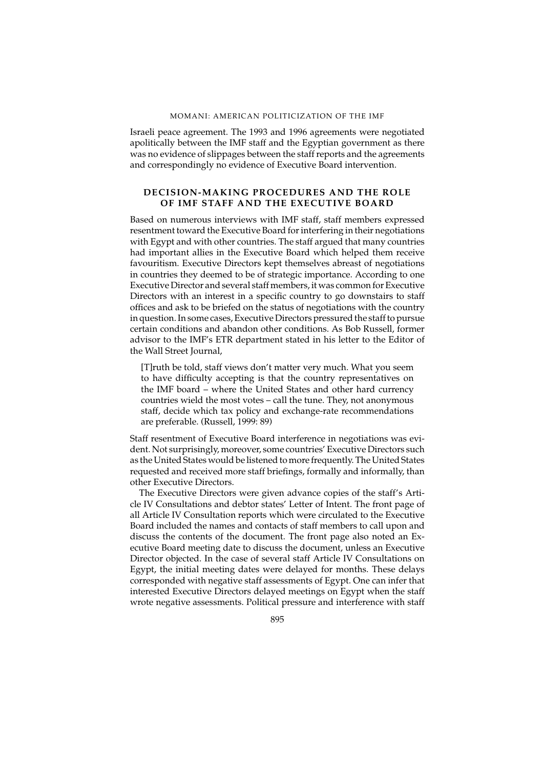Israeli peace agreement. The 1993 and 1996 agreements were negotiated apolitically between the IMF staff and the Egyptian government as there was no evidence of slippages between the staff reports and the agreements and correspondingly no evidence of Executive Board intervention.

## DECISION-MAKING PROCEDURES AND THE ROLE OF IMF STAFF AND THE EXECUTIVE BOARD

Based on numerous interviews with IMF staff, staff members expressed resentment toward the Executive Board for interfering in their negotiations with Egypt and with other countries. The staff argued that many countries had important allies in the Executive Board which helped them receive favouritism. Executive Directors kept themselves abreast of negotiations in countries they deemed to be of strategic importance. According to one Executive Director and several staff members, it was common for Executive Directors with an interest in a specific country to go downstairs to staff offices and ask to be briefed on the status of negotiations with the country in question. In some cases, Executive Directors pressured the staff to pursue certain conditions and abandon other conditions. As Bob Russell, former advisor to the IMF's ETR department stated in his letter to the Editor of the Wall Street Journal,

> [T]ruth be told, staff views don't matter very much. What you seem to have difficulty accepting is that the country representatives on the IMF board – where the United States and other hard currency countries wield the most votes – call the tune. They, not anonymous staff, decide which tax policy and exchange-rate recommendations are preferable. (Russell, 1999: 89)

Staff resentment of Executive Board interference in negotiations was evident. Not surprisingly, moreover, some countries' Executive Directors such as the United States would be listened to more frequently. The United States requested and received more staff briefings, formally and informally, than other Executive Directors.

The Executive Directors were given advance copies of the staff's Article IV Consultations and debtor states' Letter of Intent. The front page of all Article IV Consultation reports which were circulated to the Executive Board included the names and contacts of staff members to call upon and discuss the contents of the document. The front page also noted an Executive Board meeting date to discuss the document, unless an Executive Director objected. In the case of several staff Article IV Consultations on Egypt, the initial meeting dates were delayed for months. These delays corresponded with negative staff assessments of Egypt. One can infer that interested Executive Directors delayed meetings on Egypt when the staff wrote negative assessments. Political pressure and interference with staff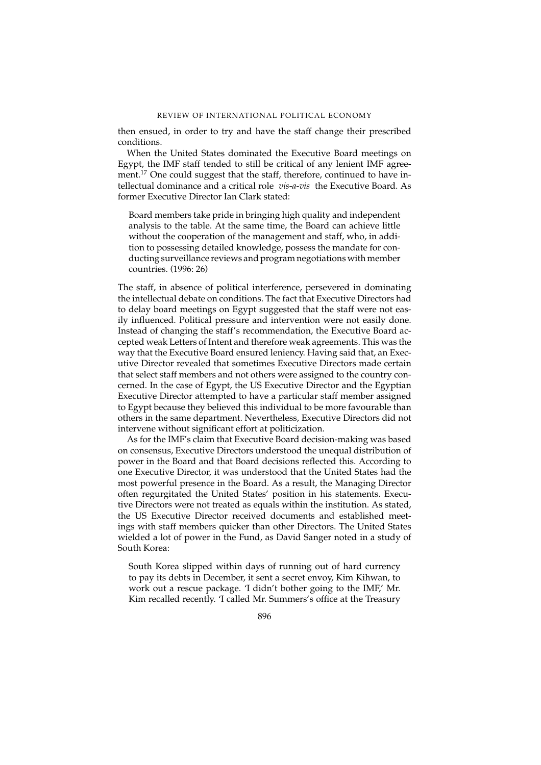then ensued, in order to try and have the staff change their prescribed conditions.

When the United States dominated the Executive Board meetings on Egypt, the IMF staff tended to still be critical of any lenient IMF agreement.[17] One could suggest that the staff, therefore, continued to have intellectual dominance and a critical role *vis-a-vis* the Executive Board. As former Executive Director Ian Clark stated:

> Board members take pride in bringing high quality and independent analysis to the table. At the same time, the Board can achieve little without the cooperation of the management and staff, who, in addition to possessing detailed knowledge, possess the mandate for conducting surveillance reviews and program negotiations with member countries. (1996: 26)

The staff, in absence of political interference, persevered in dominating the intellectual debate on conditions. The fact that Executive Directors had to delay board meetings on Egypt suggested that the staff were not easily influenced. Political pressure and intervention were not easily done. Instead of changing the staff's recommendation, the Executive Board accepted weak Letters of Intent and therefore weak agreements. This was the way that the Executive Board ensured leniency. Having said that, an Executive Director revealed that sometimes Executive Directors made certain that select staff members and not others were assigned to the country concerned. In the case of Egypt, the US Executive Director and the Egyptian Executive Director attempted to have a particular staff member assigned to Egypt because they believed this individual to be more favourable than others in the same department. Nevertheless, Executive Directors did not intervene without significant effort at politicization.

As for the IMF's claim that Executive Board decision-making was based on consensus, Executive Directors understood the unequal distribution of power in the Board and that Board decisions reflected this. According to one Executive Director, it was understood that the United States had the most powerful presence in the Board. As a result, the Managing Director often regurgitated the United States' position in his statements. Executive Directors were not treated as equals within the institution. As stated, the US Executive Director received documents and established meetings with staff members quicker than other Directors. The United States wielded a lot of power in the Fund, as David Sanger noted in a study of South Korea:

> South Korea slipped within days of running out of hard currency to pay its debts in December, it sent a secret envoy, Kim Kihwan, to work out a rescue package. 'I didn't bother going to the IMF,' Mr. Kim recalled recently. 'I called Mr. Summers's office at the Treasury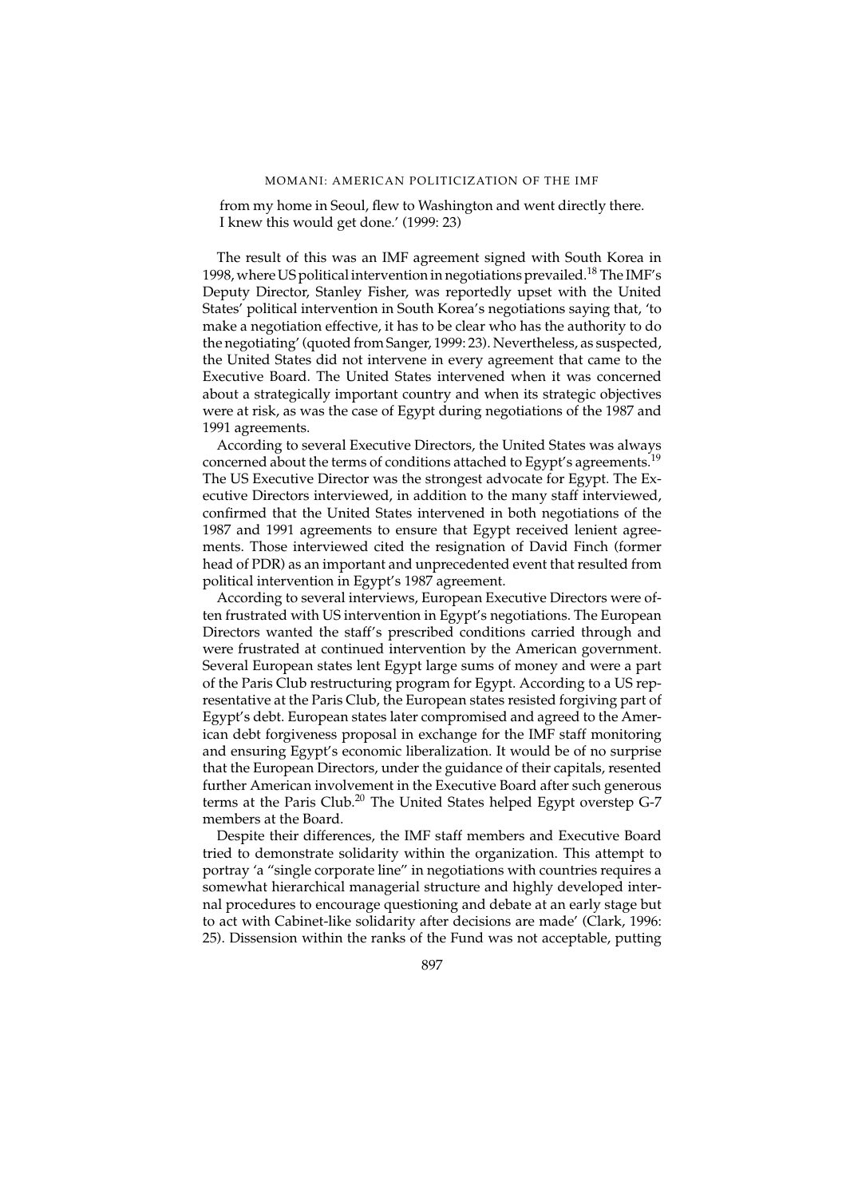from my home in Seoul, flew to Washington and went directly there. I knew this would get done.' (1999: 23)

The result of this was an IMF agreement signed with South Korea in 1998, where US political intervention in negotiations prevailed.[18] The IMF's Deputy Director, Stanley Fisher, was reportedly upset with the United States' political intervention in South Korea's negotiations saying that, 'to make a negotiation effective, it has to be clear who has the authority to do the negotiating' (quoted from Sanger, 1999: 23). Nevertheless, as suspected, the United States did not intervene in every agreement that came to the Executive Board. The United States intervened when it was concerned about a strategically important country and when its strategic objectives were at risk, as was the case of Egypt during negotiations of the 1987 and 1991 agreements.

According to several Executive Directors, the United States was always concerned about the terms of conditions attached to Egypt's agreements.[19] The US Executive Director was the strongest advocate for Egypt. The Executive Directors interviewed, in addition to the many staff interviewed, confirmed that the United States intervened in both negotiations of the 1987 and 1991 agreements to ensure that Egypt received lenient agreements. Those interviewed cited the resignation of David Finch (former head of PDR) as an important and unprecedented event that resulted from political intervention in Egypt's 1987 agreement.

According to several interviews, European Executive Directors were often frustrated with US intervention in Egypt's negotiations. The European Directors wanted the staff's prescribed conditions carried through and were frustrated at continued intervention by the American government. Several European states lent Egypt large sums of money and were a part of the Paris Club restructuring program for Egypt. According to a US representative at the Paris Club, the European states resisted forgiving part of Egypt's debt. European states later compromised and agreed to the American debt forgiveness proposal in exchange for the IMF staff monitoring and ensuring Egypt's economic liberalization. It would be of no surprise that the European Directors, under the guidance of their capitals, resented further American involvement in the Executive Board after such generous terms at the Paris Club.[20] The United States helped Egypt overstep G-7 members at the Board.

Despite their differences, the IMF staff members and Executive Board tried to demonstrate solidarity within the organization. This attempt to portray 'a "single corporate line" in negotiations with countries requires a somewhat hierarchical managerial structure and highly developed internal procedures to encourage questioning and debate at an early stage but to act with Cabinet-like solidarity after decisions are made' (Clark, 1996: 25). Dissension within the ranks of the Fund was not acceptable, putting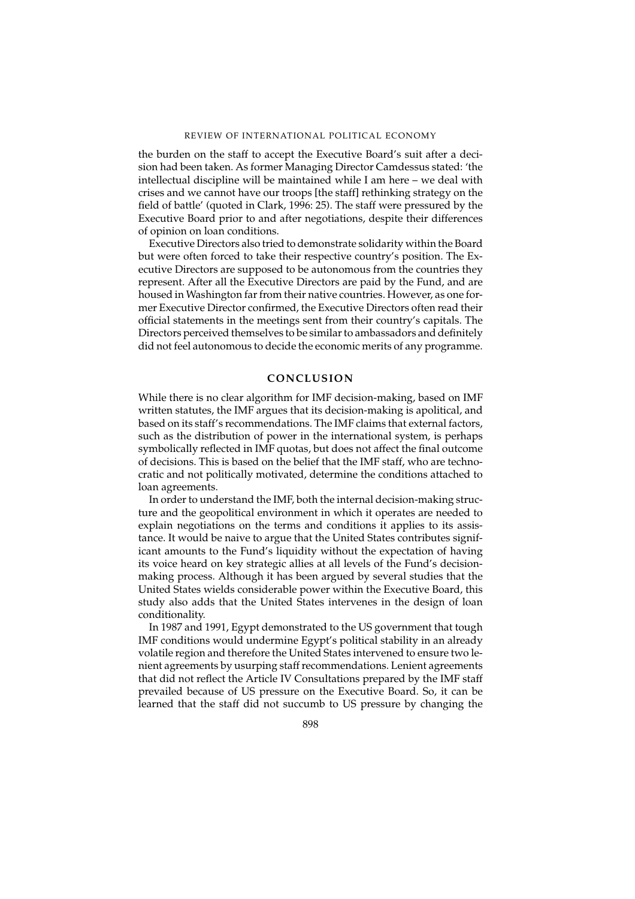the burden on the staff to accept the Executive Board's suit after a decision had been taken. As former Managing Director Camdessus stated: 'the intellectual discipline will be maintained while I am here – we deal with crises and we cannot have our troops [the staff] rethinking strategy on the field of battle' (quoted in Clark, 1996: 25). The staff were pressured by the Executive Board prior to and after negotiations, despite their differences of opinion on loan conditions.

Executive Directors also tried to demonstrate solidarity within the Board but were often forced to take their respective country's position. The Executive Directors are supposed to be autonomous from the countries they represent. After all the Executive Directors are paid by the Fund, and are housed in Washington far from their native countries. However, as one former Executive Director confirmed, the Executive Directors often read their official statements in the meetings sent from their country's capitals. The Directors perceived themselves to be similar to ambassadors and definitely did not feel autonomous to decide the economic merits of any programme.

## CONCLUSION

While there is no clear algorithm for IMF decision-making, based on IMF written statutes, the IMF argues that its decision-making is apolitical, and based on its staff's recommendations. The IMF claims that external factors, such as the distribution of power in the international system, is perhaps symbolically reflected in IMF quotas, but does not affect the final outcome of decisions. This is based on the belief that the IMF staff, who are technocratic and not politically motivated, determine the conditions attached to loan agreements.

In order to understand the IMF, both the internal decision-making structure and the geopolitical environment in which it operates are needed to explain negotiations on the terms and conditions it applies to its assistance. It would be naive to argue that the United States contributes significant amounts to the Fund's liquidity without the expectation of having its voice heard on key strategic allies at all levels of the Fund's decision-making process. Although it has been argued by several studies that the United States wields considerable power within the Executive Board, this study also adds that the United States intervenes in the design of loan conditionality.

In 1987 and 1991, Egypt demonstrated to the US government that tough IMF conditions would undermine Egypt's political stability in an already volatile region and therefore the United States intervened to ensure two lenient agreements by usurping staff recommendations. Lenient agreements that did not reflect the Article IV Consultations prepared by the IMF staff prevailed because of US pressure on the Executive Board. So, it can be learned that the staff did not succumb to US pressure by changing the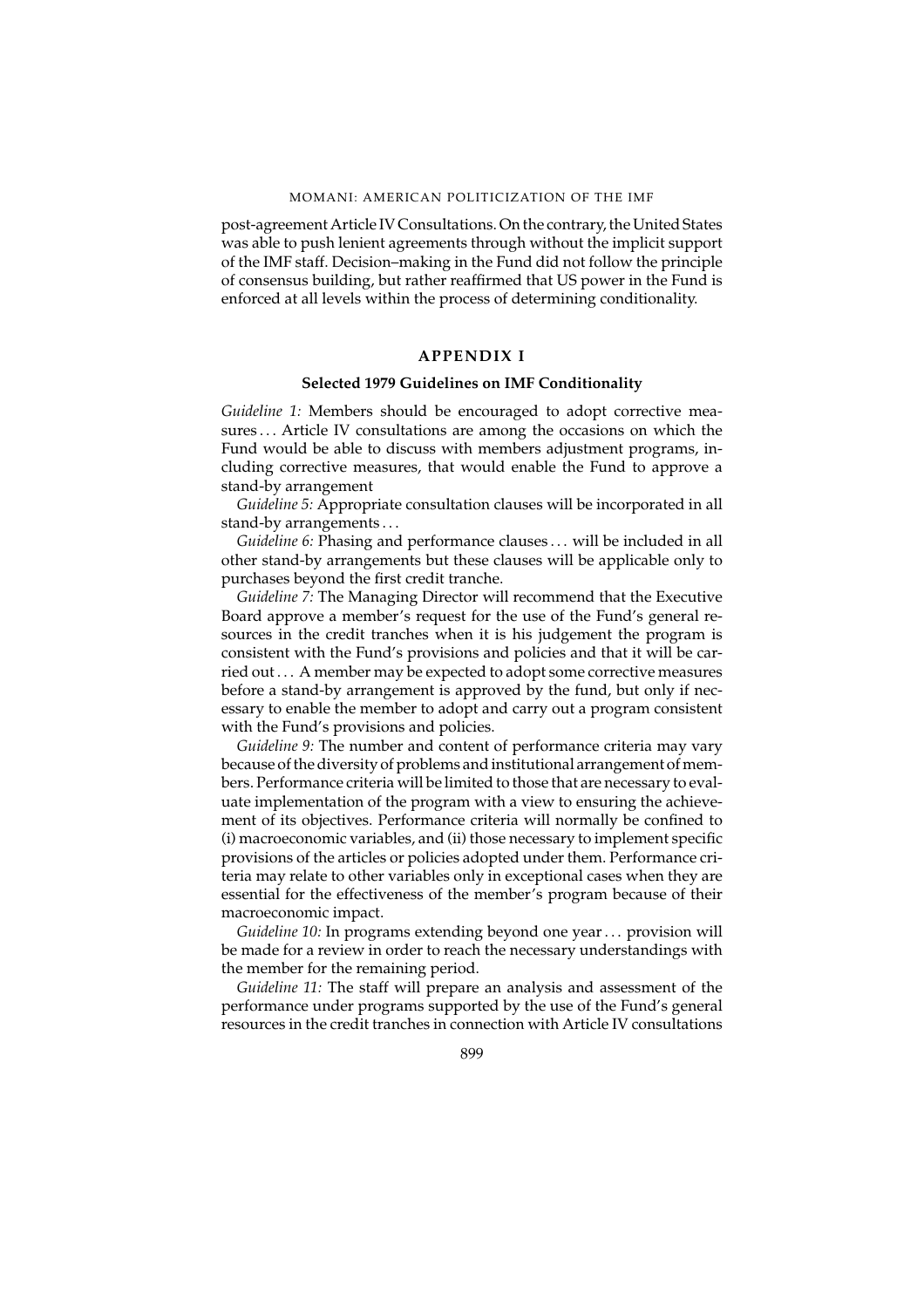post-agreement Article IV Consultations. On the contrary, the United States was able to push lenient agreements through without the implicit support of the IMF staff. Decision–making in the Fund did not follow the principle of consensus building, but rather reaffirmed that US power in the Fund is enforced at all levels within the process of determining conditionality.

## APPENDIX I

### Selected 1979 Guidelines on IMF Conditionality

*Guideline 1:* Members should be encouraged to adopt corrective measures . . . Article IV consultations are among the occasions on which the Fund would be able to discuss with members adjustment programs, including corrective measures, that would enable the Fund to approve a stand-by arrangement

*Guideline 5:* Appropriate consultation clauses will be incorporated in all stand-by arrangements . . .

*Guideline 6:* Phasing and performance clauses . . . will be included in all other stand-by arrangements but these clauses will be applicable only to purchases beyond the first credit tranche.

*Guideline 7:* The Managing Director will recommend that the Executive Board approve a member's request for the use of the Fund's general resources in the credit tranches when it is his judgement the program is consistent with the Fund's provisions and policies and that it will be carried out . . . A member may be expected to adopt some corrective measures before a stand-by arrangement is approved by the fund, but only if necessary to enable the member to adopt and carry out a program consistent with the Fund's provisions and policies.

*Guideline 9:* The number and content of performance criteria may vary because of the diversity of problems and institutional arrangement of members. Performance criteria will be limited to those that are necessary to evaluate implementation of the program with a view to ensuring the achievement of its objectives. Performance criteria will normally be confined to (i) macroeconomic variables, and (ii) those necessary to implement specific provisions of the articles or policies adopted under them. Performance criteria may relate to other variables only in exceptional cases when they are essential for the effectiveness of the member's program because of their macroeconomic impact.

*Guideline 10:* In programs extending beyond one year . . . provision will be made for a review in order to reach the necessary understandings with the member for the remaining period.

*Guideline 11:* The staff will prepare an analysis and assessment of the performance under programs supported by the use of the Fund's general resources in the credit tranches in connection with Article IV consultations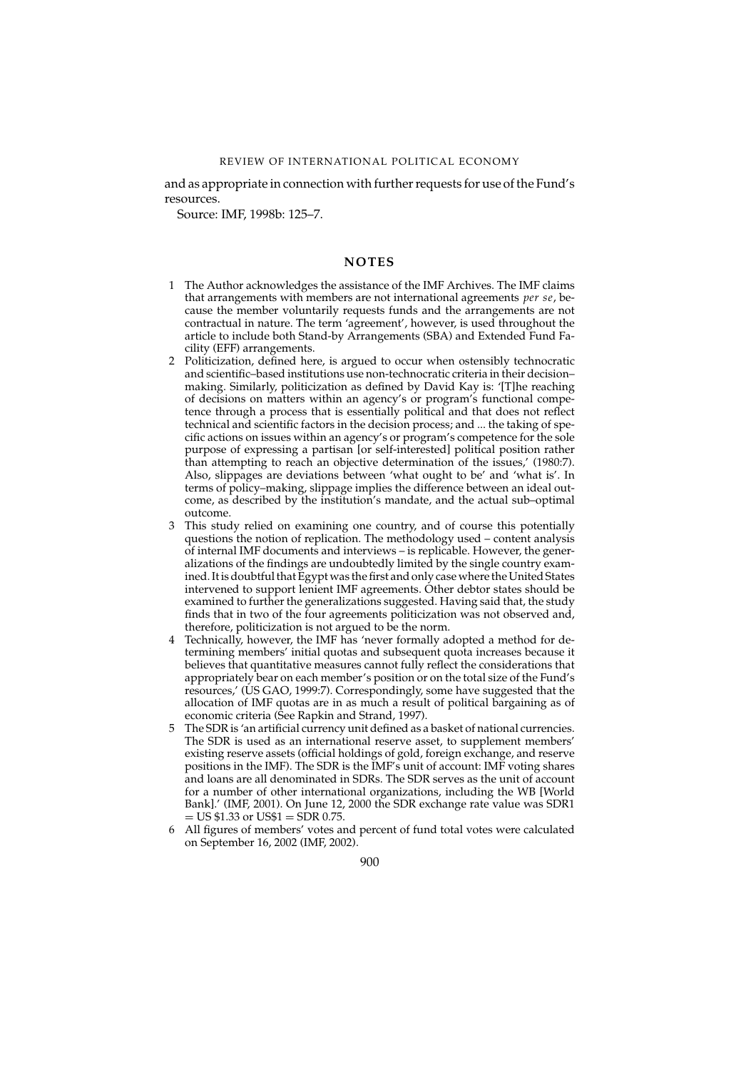and as appropriate in connection with further requests for use of the Fund's resources.

Source: IMF, 1998b: 125–7.

## NOTES

1. The Author acknowledges the assistance of the IMF Archives. The IMF claims that arrangements with members are not international agreements *per se*, because the member voluntarily requests funds and the arrangements are not contractual in nature. The term 'agreement', however, is used throughout the article to include both Stand-by Arrangements (SBA) and Extended Fund Facility (EFF) arrangements.
2. Politicization, defined here, is argued to occur when ostensibly technocratic and scientific–based institutions use non-technocratic criteria in their decision–making. Similarly, politicization as defined by David Kay is: '[T]he reaching of decisions on matters within an agency's or program's functional competence through a process that is essentially political and that does not reflect technical and scientific factors in the decision process; and ... the taking of specific actions on issues within an agency's or program's competence for the sole purpose of expressing a partisan [or self-interested] political position rather than attempting to reach an objective determination of the issues,' (1980:7). Also, slippages are deviations between 'what ought to be' and 'what is'. In terms of policy–making, slippage implies the difference between an ideal outcome, as described by the institution's mandate, and the actual sub–optimal outcome.
3. This study relied on examining one country, and of course this potentially questions the notion of replication. The methodology used – content analysis of internal IMF documents and interviews – is replicable. However, the generalizations of the findings are undoubtedly limited by the single country examined. It is doubtful that Egypt was the first and only case where the United States intervened to support lenient IMF agreements. Other debtor states should be examined to further the generalizations suggested. Having said that, the study finds that in two of the four agreements politicization was not observed and, therefore, politicization is not argued to be the norm.
4. Technically, however, the IMF has 'never formally adopted a method for determining members' initial quotas and subsequent quota increases because it believes that quantitative measures cannot fully reflect the considerations that appropriately bear on each member's position or on the total size of the Fund's resources,' (US GAO, 1999:7). Correspondingly, some have suggested that the allocation of IMF quotas are in as much a result of political bargaining as of economic criteria (See Rapkin and Strand, 1997).
5. The SDR is 'an artificial currency unit defined as a basket of national currencies. The SDR is used as an international reserve asset, to supplement members' existing reserve assets (official holdings of gold, foreign exchange, and reserve positions in the IMF). The SDR is the IMF's unit of account: IMF voting shares and loans are all denominated in SDRs. The SDR serves as the unit of account for a number of other international organizations, including the WB [World Bank].' (IMF, 2001). On June 12, 2000 the SDR exchange rate value was SDR1 = US $1.33 or US$1 = SDR 0.75.
6. All figures of members' votes and percent of fund total votes were calculated on September 16, 2002 (IMF, 2002).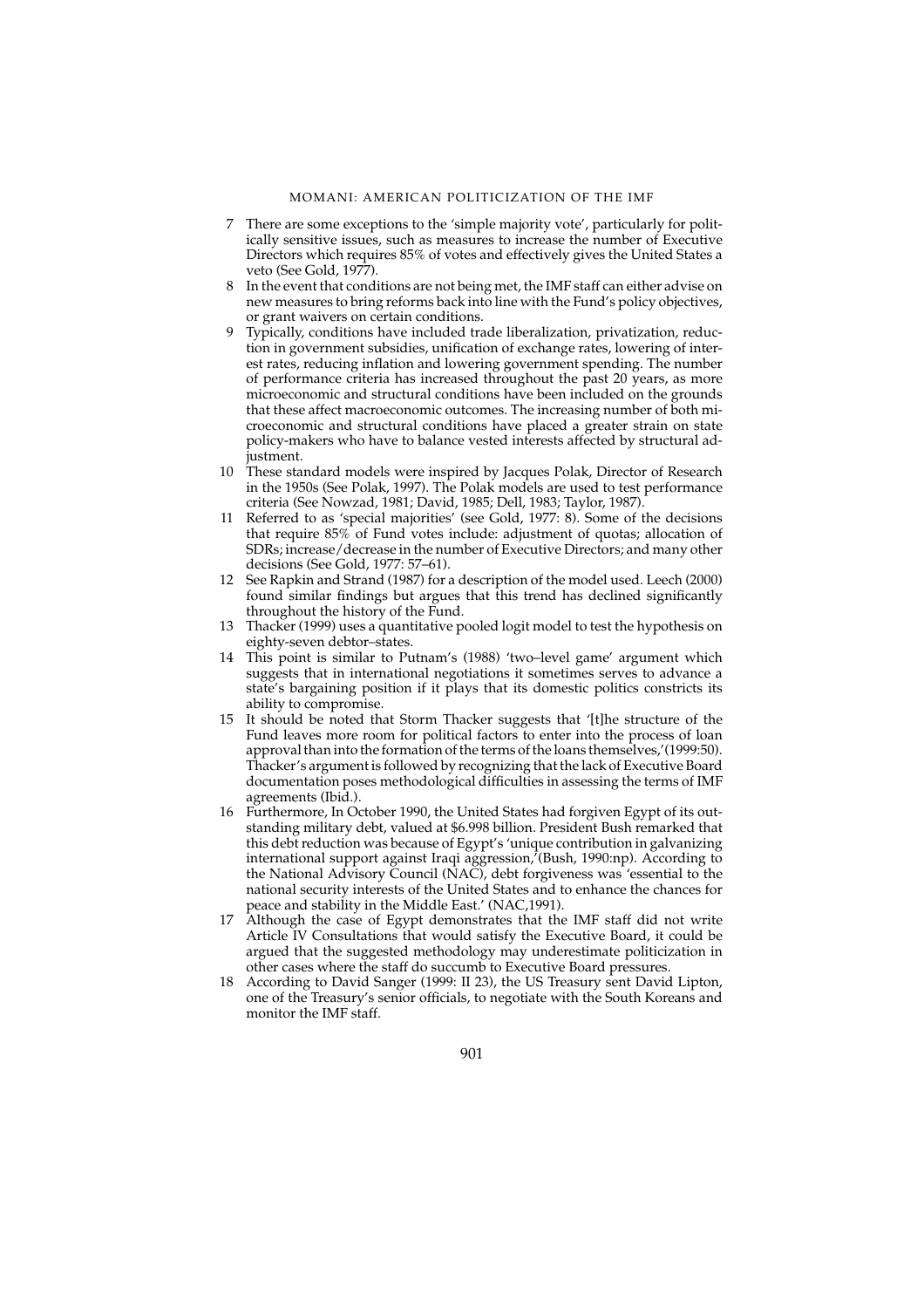7 There are some exceptions to the 'simple majority vote', particularly for politically sensitive issues, such as measures to increase the number of Executive Directors which requires 85% of votes and effectively gives the United States a veto (See Gold, 1977).

8 In the event that conditions are not being met, the IMF staff can either advise on new measures to bring reforms back into line with the Fund's policy objectives, or grant waivers on certain conditions.

9 Typically, conditions have included trade liberalization, privatization, reduction in government subsidies, unification of exchange rates, lowering of interest rates, reducing inflation and lowering government spending. The number of performance criteria has increased throughout the past 20 years, as more microeconomic and structural conditions have been included on the grounds that these affect macroeconomic outcomes. The increasing number of both microeconomic and structural conditions have placed a greater strain on state policy-makers who have to balance vested interests affected by structural adjustment.

10 These standard models were inspired by Jacques Polak, Director of Research in the 1950s (See Polak, 1997). The Polak models are used to test performance criteria (See Nowzad, 1981; David, 1985; Dell, 1983; Taylor, 1987).

11 Referred to as 'special majorities' (see Gold, 1977: 8). Some of the decisions that require 85% of Fund votes include: adjustment of quotas; allocation of SDRs; increase/decrease in the number of Executive Directors; and many other decisions (See Gold, 1977: 57–61).

12 See Rapkin and Strand (1987) for a description of the model used. Leech (2000) found similar findings but argues that this trend has declined significantly throughout the history of the Fund.

13 Thacker (1999) uses a quantitative pooled logit model to test the hypothesis on eighty-seven debtor–states.

14 This point is similar to Putnam's (1988) 'two–level game' argument which suggests that in international negotiations it sometimes serves to advance a state's bargaining position if it plays that its domestic politics constricts its ability to compromise.

15 It should be noted that Storm Thacker suggests that '[t]he structure of the Fund leaves more room for political factors to enter into the process of loan approval than into the formation of the terms of the loans themselves,'(1999:50). Thacker's argument is followed by recognizing that the lack of Executive Board documentation poses methodological difficulties in assessing the terms of IMF agreements (Ibid.).

16 Furthermore, In October 1990, the United States had forgiven Egypt of its outstanding military debt, valued at $6.998 billion. President Bush remarked that this debt reduction was because of Egypt's 'unique contribution in galvanizing international support against Iraqi aggression,'(Bush, 1990:np). According to the National Advisory Council (NAC), debt forgiveness was 'essential to the national security interests of the United States and to enhance the chances for peace and stability in the Middle East.' (NAC,1991).

17 Although the case of Egypt demonstrates that the IMF staff did not write Article IV Consultations that would satisfy the Executive Board, it could be argued that the suggested methodology may underestimate politicization in other cases where the staff do succumb to Executive Board pressures.

18 According to David Sanger (1999: II 23), the US Treasury sent David Lipton, one of the Treasury's senior officials, to negotiate with the South Koreans and monitor the IMF staff.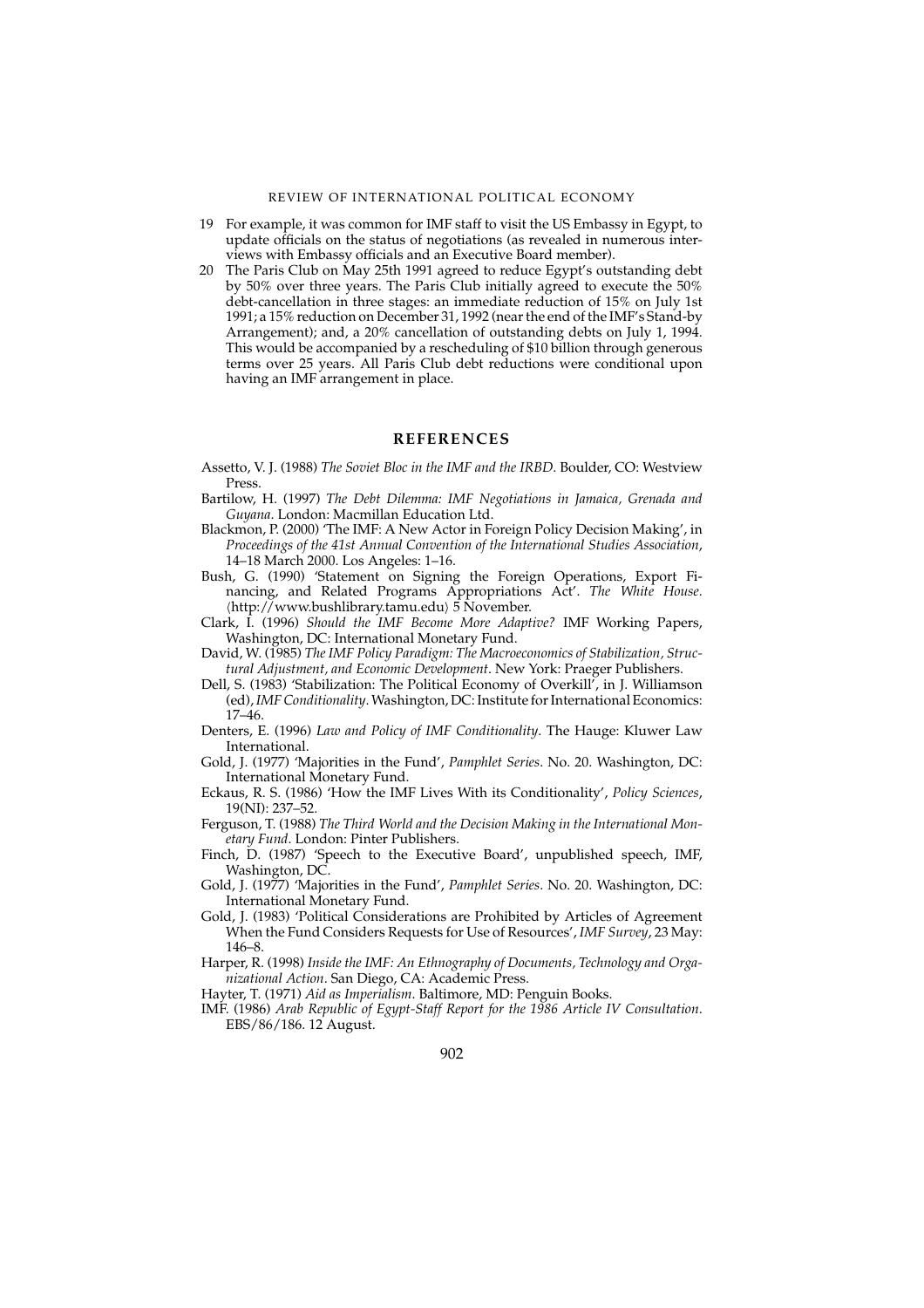19 For example, it was common for IMF staff to visit the US Embassy in Egypt, to update officials on the status of negotiations (as revealed in numerous interviews with Embassy officials and an Executive Board member).

20 The Paris Club on May 25th 1991 agreed to reduce Egypt's outstanding debt by 50% over three years. The Paris Club initially agreed to execute the 50% debt-cancellation in three stages: an immediate reduction of 15% on July 1st 1991; a 15% reduction on December 31, 1992 (near the end of the IMF's Stand-by Arrangement); and, a 20% cancellation of outstanding debts on July 1, 1994. This would be accompanied by a rescheduling of $10 billion through generous terms over 25 years. All Paris Club debt reductions were conditional upon having an IMF arrangement in place.

## REFERENCES

Assetto, V. J. (1988) *The Soviet Bloc in the IMF and the IRBD*. Boulder, CO: Westview Press.

Bartilow, H. (1997) *The Debt Dilemma: IMF Negotiations in Jamaica, Grenada and Guyana*. London: Macmillan Education Ltd.

Blackmon, P. (2000) 'The IMF: A New Actor in Foreign Policy Decision Making', in *Proceedings of the 41st Annual Convention of the International Studies Association*, 14–18 March 2000. Los Angeles: 1–16.

Bush, G. (1990) 'Statement on Signing the Foreign Operations, Export Financing, and Related Programs Appropriations Act'. *The White House*. ⟨http://www.bushlibrary.tamu.edu⟩ 5 November.

Clark, I. (1996) *Should the IMF Become More Adaptive?* IMF Working Papers, Washington, DC: International Monetary Fund.

David, W. (1985) *The IMF Policy Paradigm: The Macroeconomics of Stabilization, Structural Adjustment, and Economic Development*. New York: Praeger Publishers.

Dell, S. (1983) 'Stabilization: The Political Economy of Overkill', in J. Williamson (ed), *IMF Conditionality*. Washington, DC: Institute for International Economics: 17–46.

Denters, E. (1996) *Law and Policy of IMF Conditionality*. The Hauge: Kluwer Law International.

Gold, J. (1977) 'Majorities in the Fund', *Pamphlet Series*. No. 20. Washington, DC: International Monetary Fund.

Eckaus, R. S. (1986) 'How the IMF Lives With its Conditionality', *Policy Sciences*, 19(NI): 237–52.

Ferguson, T. (1988) *The Third World and the Decision Making in the International Monetary Fund*. London: Pinter Publishers.

Finch, D. (1987) 'Speech to the Executive Board', unpublished speech, IMF, Washington, DC.

Gold, J. (1977) 'Majorities in the Fund', *Pamphlet Series*. No. 20. Washington, DC: International Monetary Fund.

Gold, J. (1983) 'Political Considerations are Prohibited by Articles of Agreement When the Fund Considers Requests for Use of Resources', *IMF Survey*, 23 May: 146–8.

Harper, R. (1998) *Inside the IMF: An Ethnography of Documents, Technology and Organizational Action*. San Diego, CA: Academic Press.

Hayter, T. (1971) *Aid as Imperialism*. Baltimore, MD: Penguin Books.

IMF. (1986) *Arab Republic of Egypt-Staff Report for the 1986 Article IV Consultation*. EBS/86/186. 12 August.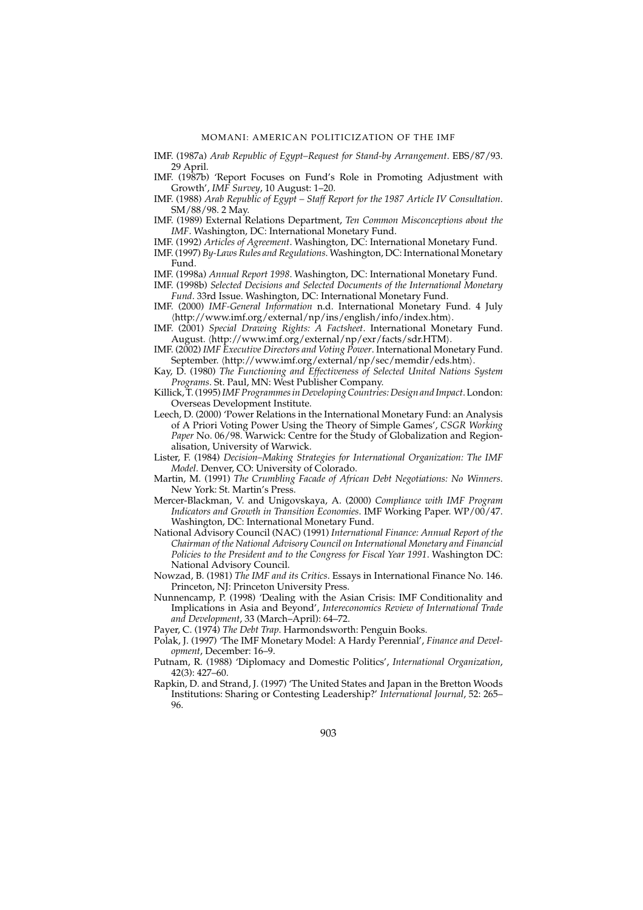IMF. (1987a) *Arab Republic of Egypt–Request for Stand-by Arrangement*. EBS/87/93. 29 April.

IMF. (1987b) 'Report Focuses on Fund's Role in Promoting Adjustment with Growth', *IMF Survey*, 10 August: 1–20.

IMF. (1988) *Arab Republic of Egypt – Staff Report for the 1987 Article IV Consultation*. SM/88/98. 2 May.

IMF. (1989) External Relations Department, *Ten Common Misconceptions about the IMF*. Washington, DC: International Monetary Fund.

IMF. (1992) *Articles of Agreement*. Washington, DC: International Monetary Fund.

IMF. (1997) *By-Laws Rules and Regulations*. Washington, DC: International Monetary Fund.

IMF. (1998a) *Annual Report 1998*. Washington, DC: International Monetary Fund.

IMF. (1998b) *Selected Decisions and Selected Documents of the International Monetary Fund*. 33rd Issue. Washington, DC: International Monetary Fund.

IMF. (2000) *IMF-General Information* n.d. International Monetary Fund. 4 July ⟨http://www.imf.org/external/np/ins/english/info/index.htm⟩.

IMF. (2001) *Special Drawing Rights: A Factsheet*. International Monetary Fund. August. ⟨http://www.imf.org/external/np/exr/facts/sdr.HTM⟩.

IMF. (2002) *IMF Executive Directors and Voting Power*. International Monetary Fund. September. ⟨http://www.imf.org/external/np/sec/memdir/eds.htm⟩.

Kay, D. (1980) *The Functioning and Effectiveness of Selected United Nations System Programs*. St. Paul, MN: West Publisher Company.

Killick, T. (1995) *IMF Programmes in Developing Countries: Design and Impact*. London: Overseas Development Institute.

Leech, D. (2000) 'Power Relations in the International Monetary Fund: an Analysis of A Priori Voting Power Using the Theory of Simple Games', *CSGR Working Paper* No. 06/98. Warwick: Centre for the Study of Globalization and Regionalisation, University of Warwick.

Lister, F. (1984) *Decision–Making Strategies for International Organization: The IMF Model*. Denver, CO: University of Colorado.

Martin, M. (1991) *The Crumbling Facade of African Debt Negotiations: No Winners*. New York: St. Martin's Press.

Mercer-Blackman, V. and Unigovskaya, A. (2000) *Compliance with IMF Program Indicators and Growth in Transition Economies*. IMF Working Paper. WP/00/47. Washington, DC: International Monetary Fund.

National Advisory Council (NAC) (1991) *International Finance: Annual Report of the Chairman of the National Advisory Council on International Monetary and Financial Policies to the President and to the Congress for Fiscal Year 1991*. Washington DC: National Advisory Council.

Nowzad, B. (1981) *The IMF and its Critics*. Essays in International Finance No. 146. Princeton, NJ: Princeton University Press.

Nunnencamp, P. (1998) 'Dealing with the Asian Crisis: IMF Conditionality and Implications in Asia and Beyond', *Intereconomics Review of International Trade and Development*, 33 (March–April): 64–72.

Payer, C. (1974) *The Debt Trap*. Harmondsworth: Penguin Books.

Polak, J. (1997) 'The IMF Monetary Model: A Hardy Perennial', *Finance and Development*, December: 16–9.

Putnam, R. (1988) 'Diplomacy and Domestic Politics', *International Organization*, 42(3): 427–60.

Rapkin, D. and Strand, J. (1997) 'The United States and Japan in the Bretton Woods Institutions: Sharing or Contesting Leadership?' *International Journal*, 52: 265–96.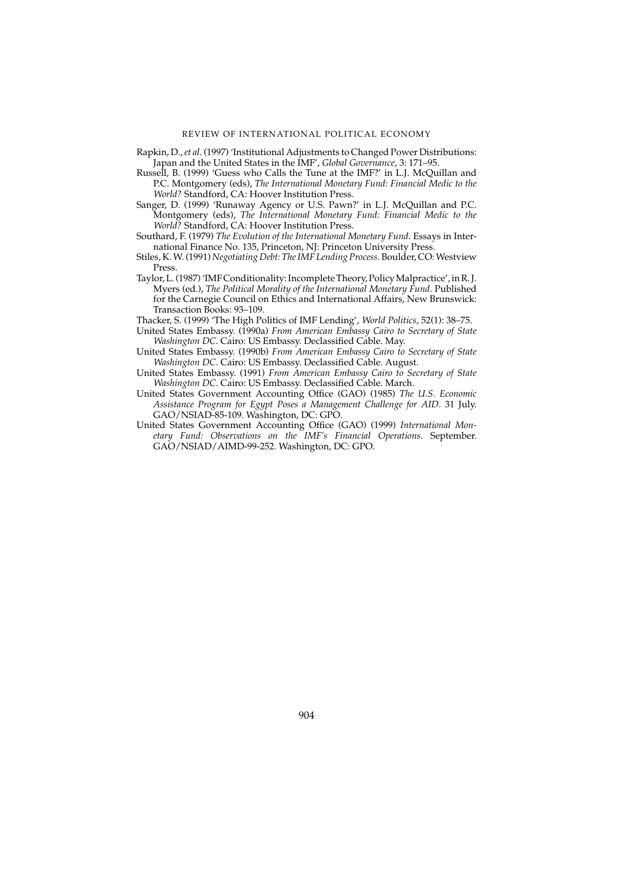Rapkin, D., *et al*. (1997) 'Institutional Adjustments to Changed Power Distributions: Japan and the United States in the IMF', *Global Governance*, 3: 171–95.

Russell, B. (1999) 'Guess who Calls the Tune at the IMF?' in L.J. McQuillan and P.C. Montgomery (eds), *The International Monetary Fund: Financial Medic to the World?* Standford, CA: Hoover Institution Press.

Sanger, D. (1999) 'Runaway Agency or U.S. Pawn?' in L.J. McQuillan and P.C. Montgomery (eds), *The International Monetary Fund: Financial Medic to the World?* Standford, CA: Hoover Institution Press.

Southard, F. (1979) *The Evolution of the International Monetary Fund*. Essays in International Finance No. 135, Princeton, NJ: Princeton University Press.

Stiles, K. W. (1991) *Negotiating Debt: The IMF Lending Process*. Boulder, CO: Westview Press.

Taylor, L. (1987) 'IMF Conditionality: Incomplete Theory, Policy Malpractice', in R. J. Myers (ed.), *The Political Morality of the International Monetary Fund*. Published for the Carnegie Council on Ethics and International Affairs, New Brunswick: Transaction Books: 93–109.

Thacker, S. (1999) 'The High Politics of IMF Lending', *World Politics*, 52(1): 38–75.

United States Embassy. (1990a) *From American Embassy Cairo to Secretary of State Washington DC*. Cairo: US Embassy. Declassified Cable. May.

United States Embassy. (1990b) *From American Embassy Cairo to Secretary of State Washington DC*. Cairo: US Embassy. Declassified Cable. August.

United States Embassy. (1991) *From American Embassy Cairo to Secretary of State Washington DC*. Cairo: US Embassy. Declassified Cable. March.

United States Government Accounting Office (GAO) (1985) *The U.S. Economic Assistance Program for Egypt Poses a Management Challenge for AID*. 31 July. GAO/NSIAD-85-109. Washington, DC: GPO.

United States Government Accounting Office (GAO) (1999) *International Monetary Fund: Observations on the IMF's Financial Operations*. September. GAO/NSIAD/AIMD-99-252. Washington, DC: GPO.